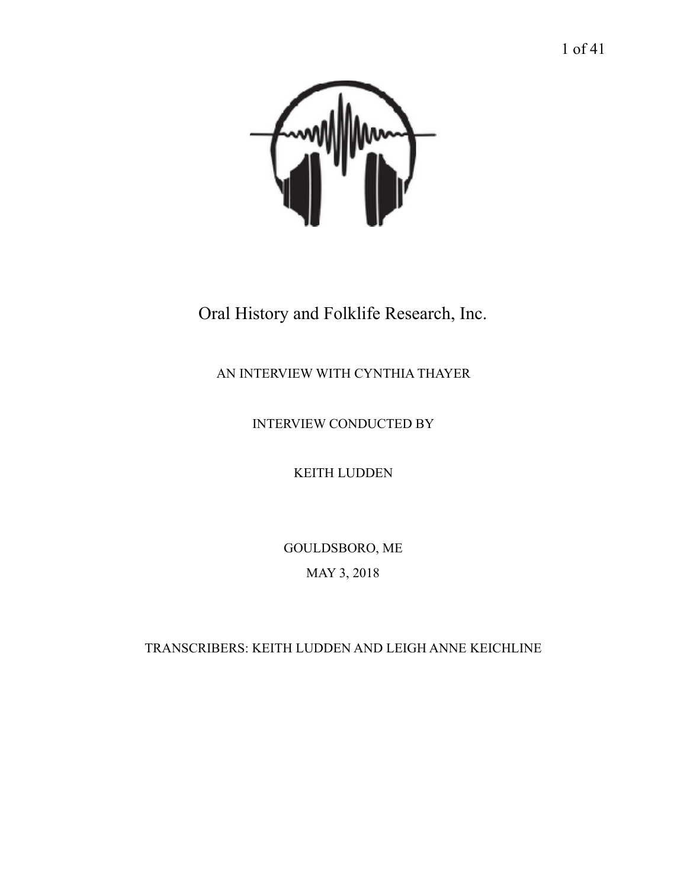# Oral History and Folklife Research, Inc.

AN INTERVIEW WITH CYNTHIA THAYER

INTERVIEW CONDUCTED BY

KEITH LUDDEN

GOULDSBORO, ME

MAY 3, 2018

TRANSCRIBERS: KEITH LUDDEN AND LEIGH ANNE KEICHLINE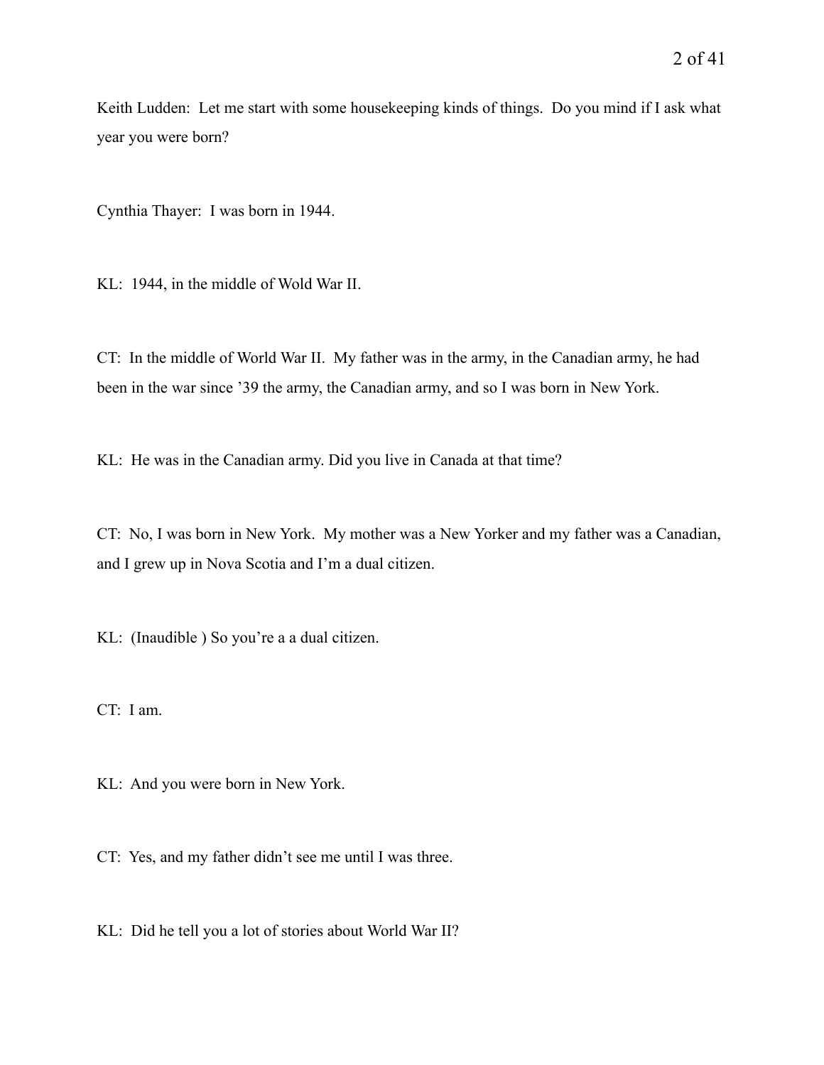Keith Ludden: Let me start with some housekeeping kinds of things. Do you mind if I ask what year you were born?

Cynthia Thayer: I was born in 1944.

KL: 1944, in the middle of Wold War II.

CT: In the middle of World War II. My father was in the army, in the Canadian army, he had been in the war since '39 the army, the Canadian army, and so I was born in New York.

KL: He was in the Canadian army. Did you live in Canada at that time?

CT: No, I was born in New York. My mother was a New Yorker and my father was a Canadian, and I grew up in Nova Scotia and I'm a dual citizen.

KL: (Inaudible ) So you're a a dual citizen.

CT: I am.

KL: And you were born in New York.

CT: Yes, and my father didn't see me until I was three.

KL: Did he tell you a lot of stories about World War II?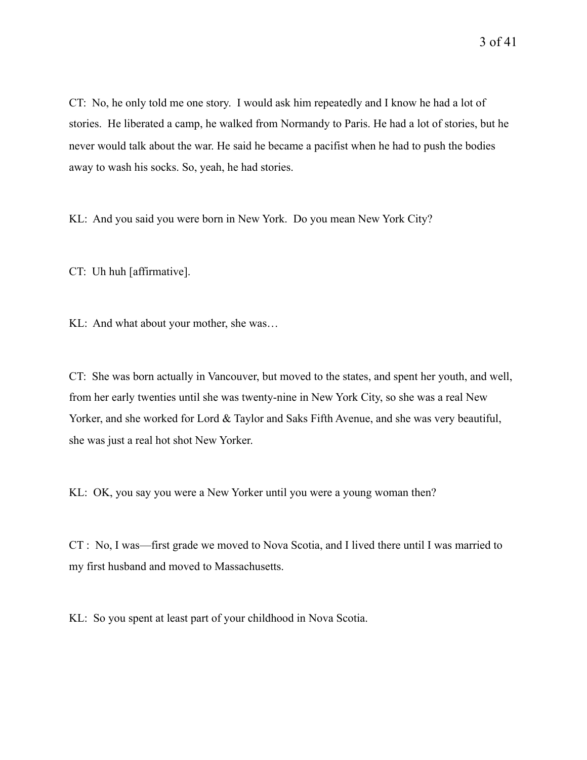CT: No, he only told me one story. I would ask him repeatedly and I know he had a lot of stories. He liberated a camp, he walked from Normandy to Paris. He had a lot of stories, but he never would talk about the war. He said he became a pacifist when he had to push the bodies away to wash his socks. So, yeah, he had stories.

KL: And you said you were born in New York. Do you mean New York City?

CT: Uh huh [affirmative].

KL: And what about your mother, she was…

CT: She was born actually in Vancouver, but moved to the states, and spent her youth, and well, from her early twenties until she was twenty-nine in New York City, so she was a real New Yorker, and she worked for Lord & Taylor and Saks Fifth Avenue, and she was very beautiful, she was just a real hot shot New Yorker.

KL: OK, you say you were a New Yorker until you were a young woman then?

CT : No, I was—first grade we moved to Nova Scotia, and I lived there until I was married to my first husband and moved to Massachusetts.

KL: So you spent at least part of your childhood in Nova Scotia.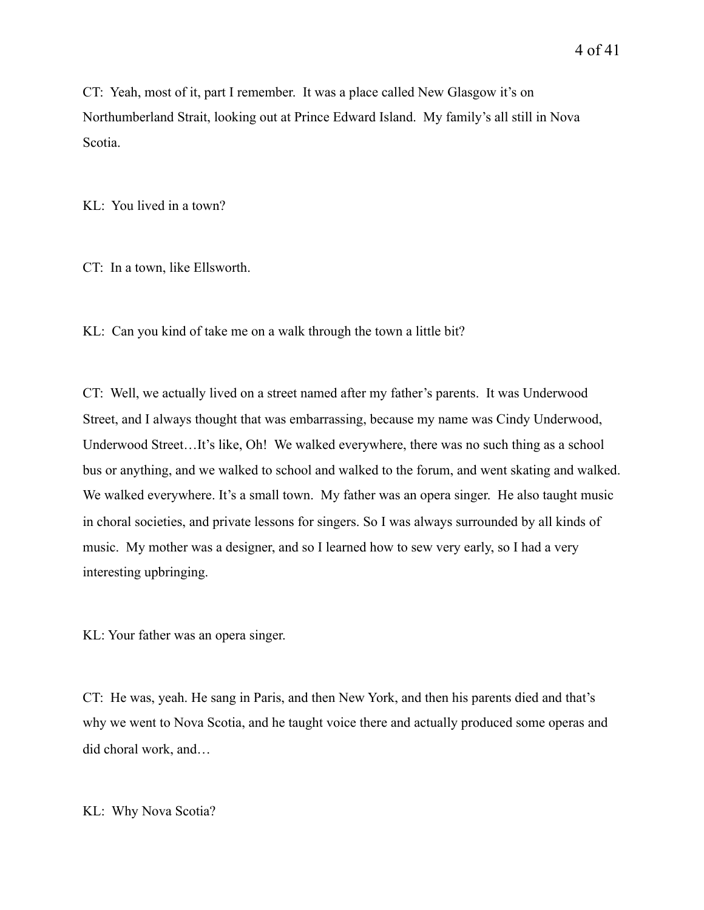CT: Yeah, most of it, part I remember. It was a place called New Glasgow it's on Northumberland Strait, looking out at Prince Edward Island. My family's all still in Nova Scotia.

KL: You lived in a town?

CT: In a town, like Ellsworth.

KL: Can you kind of take me on a walk through the town a little bit?

CT: Well, we actually lived on a street named after my father's parents. It was Underwood Street, and I always thought that was embarrassing, because my name was Cindy Underwood, Underwood Street…It's like, Oh! We walked everywhere, there was no such thing as a school bus or anything, and we walked to school and walked to the forum, and went skating and walked. We walked everywhere. It's a small town. My father was an opera singer. He also taught music in choral societies, and private lessons for singers. So I was always surrounded by all kinds of music. My mother was a designer, and so I learned how to sew very early, so I had a very interesting upbringing.

KL: Your father was an opera singer.

CT: He was, yeah. He sang in Paris, and then New York, and then his parents died and that's why we went to Nova Scotia, and he taught voice there and actually produced some operas and did choral work, and…

KL: Why Nova Scotia?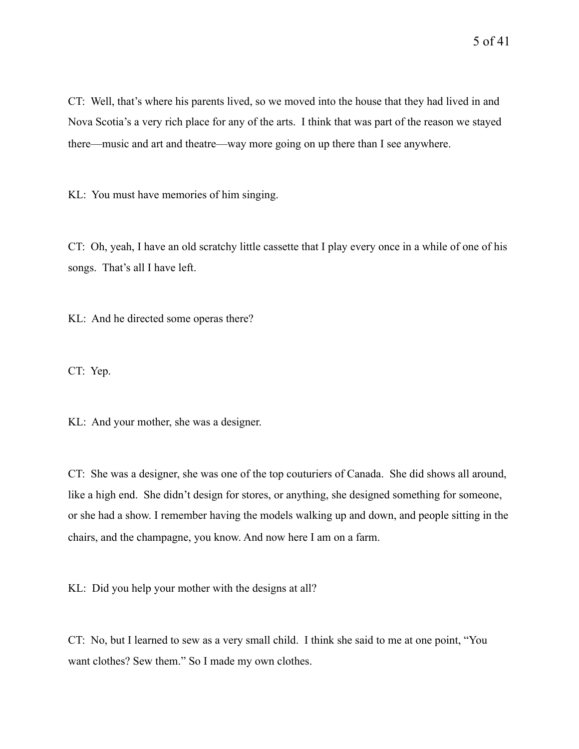CT: Well, that's where his parents lived, so we moved into the house that they had lived in and Nova Scotia's a very rich place for any of the arts. I think that was part of the reason we stayed there—music and art and theatre—way more going on up there than I see anywhere.

KL: You must have memories of him singing.

CT: Oh, yeah, I have an old scratchy little cassette that I play every once in a while of one of his songs. That's all I have left.

KL: And he directed some operas there?

CT: Yep.

KL: And your mother, she was a designer.

CT: She was a designer, she was one of the top couturiers of Canada. She did shows all around, like a high end. She didn't design for stores, or anything, she designed something for someone, or she had a show. I remember having the models walking up and down, and people sitting in the chairs, and the champagne, you know. And now here I am on a farm.

KL: Did you help your mother with the designs at all?

CT: No, but I learned to sew as a very small child. I think she said to me at one point, "You want clothes? Sew them." So I made my own clothes.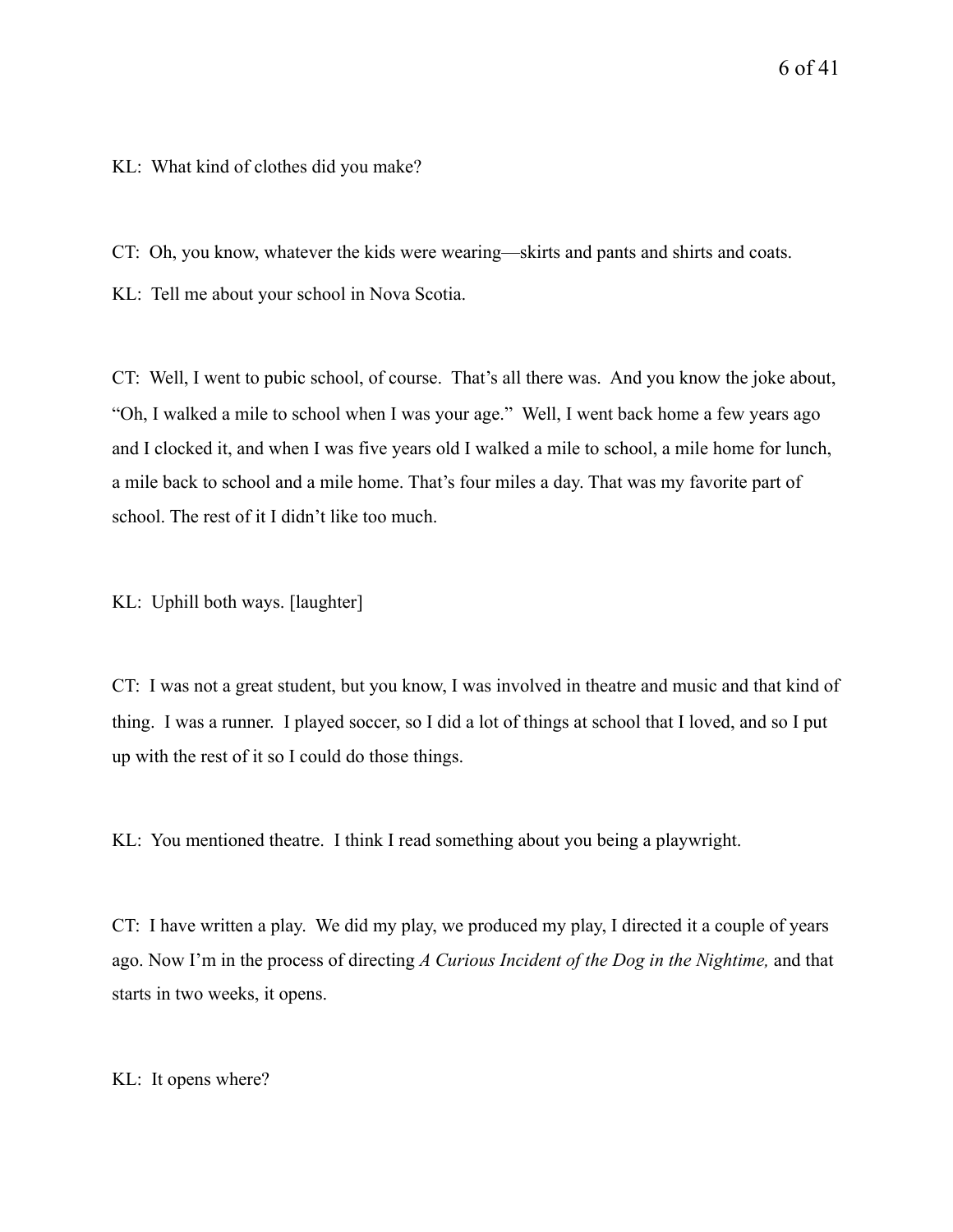KL: What kind of clothes did you make?

CT: Oh, you know, whatever the kids were wearing—skirts and pants and shirts and coats.

KL: Tell me about your school in Nova Scotia.

CT: Well, I went to pubic school, of course. That's all there was. And you know the joke about, "Oh, I walked a mile to school when I was your age." Well, I went back home a few years ago and I clocked it, and when I was five years old I walked a mile to school, a mile home for lunch, a mile back to school and a mile home. That's four miles a day. That was my favorite part of school. The rest of it I didn't like too much.

KL: Uphill both ways. [laughter]

CT: I was not a great student, but you know, I was involved in theatre and music and that kind of thing. I was a runner. I played soccer, so I did a lot of things at school that I loved, and so I put up with the rest of it so I could do those things.

KL: You mentioned theatre. I think I read something about you being a playwright.

CT: I have written a play. We did my play, we produced my play, I directed it a couple of years ago. Now I'm in the process of directing *A Curious Incident of the Dog in the Nightime,* and that starts in two weeks, it opens.

KL: It opens where?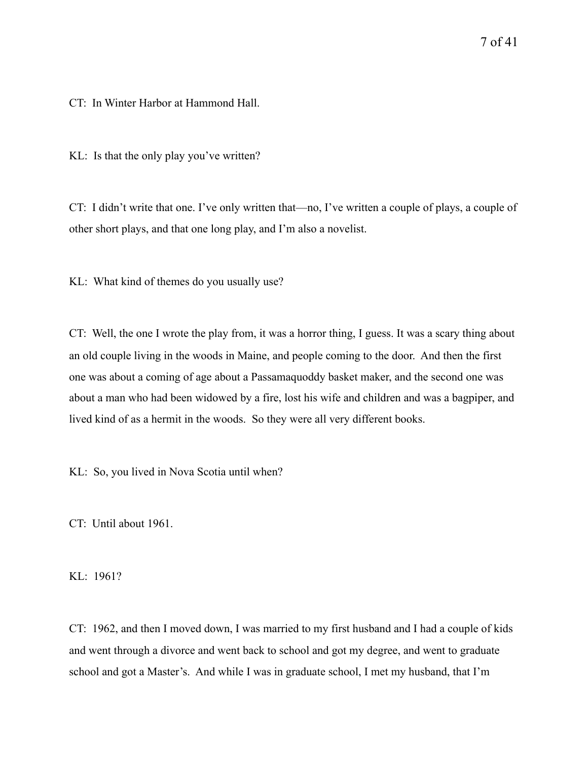CT: In Winter Harbor at Hammond Hall.

KL: Is that the only play you've written?

CT: I didn't write that one. I've only written that—no, I've written a couple of plays, a couple of other short plays, and that one long play, and I'm also a novelist.

KL: What kind of themes do you usually use?

CT: Well, the one I wrote the play from, it was a horror thing, I guess. It was a scary thing about an old couple living in the woods in Maine, and people coming to the door. And then the first one was about a coming of age about a Passamaquoddy basket maker, and the second one was about a man who had been widowed by a fire, lost his wife and children and was a bagpiper, and lived kind of as a hermit in the woods. So they were all very different books.

KL: So, you lived in Nova Scotia until when?

CT: Until about 1961.

KL: 1961?

CT: 1962, and then I moved down, I was married to my first husband and I had a couple of kids and went through a divorce and went back to school and got my degree, and went to graduate school and got a Master's. And while I was in graduate school, I met my husband, that I'm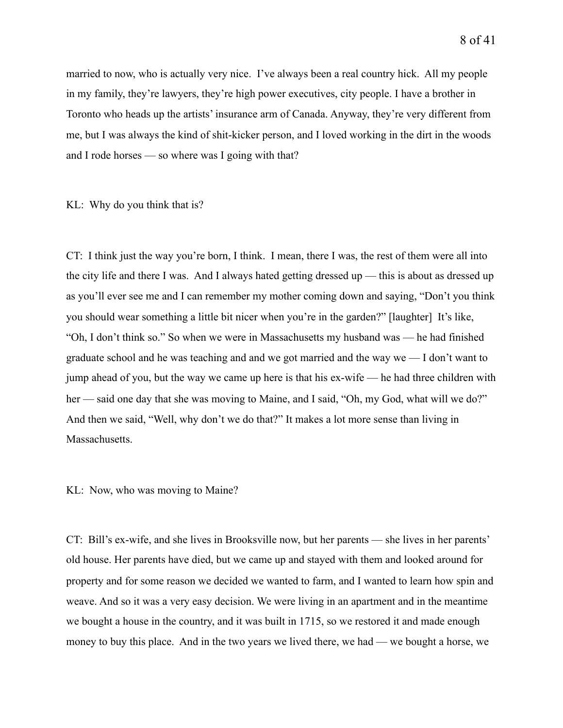married to now, who is actually very nice. I've always been a real country hick. All my people in my family, they're lawyers, they're high power executives, city people. I have a brother in Toronto who heads up the artists' insurance arm of Canada. Anyway, they're very different from me, but I was always the kind of shit-kicker person, and I loved working in the dirt in the woods and I rode horses — so where was I going with that?

KL: Why do you think that is?

CT: I think just the way you're born, I think. I mean, there I was, the rest of them were all into the city life and there I was. And I always hated getting dressed up — this is about as dressed up as you'll ever see me and I can remember my mother coming down and saying, "Don't you think you should wear something a little bit nicer when you're in the garden?" [laughter] It's like, "Oh, I don't think so." So when we were in Massachusetts my husband was — he had finished graduate school and he was teaching and and we got married and the way we — I don't want to jump ahead of you, but the way we came up here is that his ex-wife — he had three children with her — said one day that she was moving to Maine, and I said, "Oh, my God, what will we do?" And then we said, "Well, why don't we do that?" It makes a lot more sense than living in Massachusetts.

KL: Now, who was moving to Maine?

CT: Bill's ex-wife, and she lives in Brooksville now, but her parents — she lives in her parents' old house. Her parents have died, but we came up and stayed with them and looked around for property and for some reason we decided we wanted to farm, and I wanted to learn how spin and weave. And so it was a very easy decision. We were living in an apartment and in the meantime we bought a house in the country, and it was built in 1715, so we restored it and made enough money to buy this place. And in the two years we lived there, we had — we bought a horse, we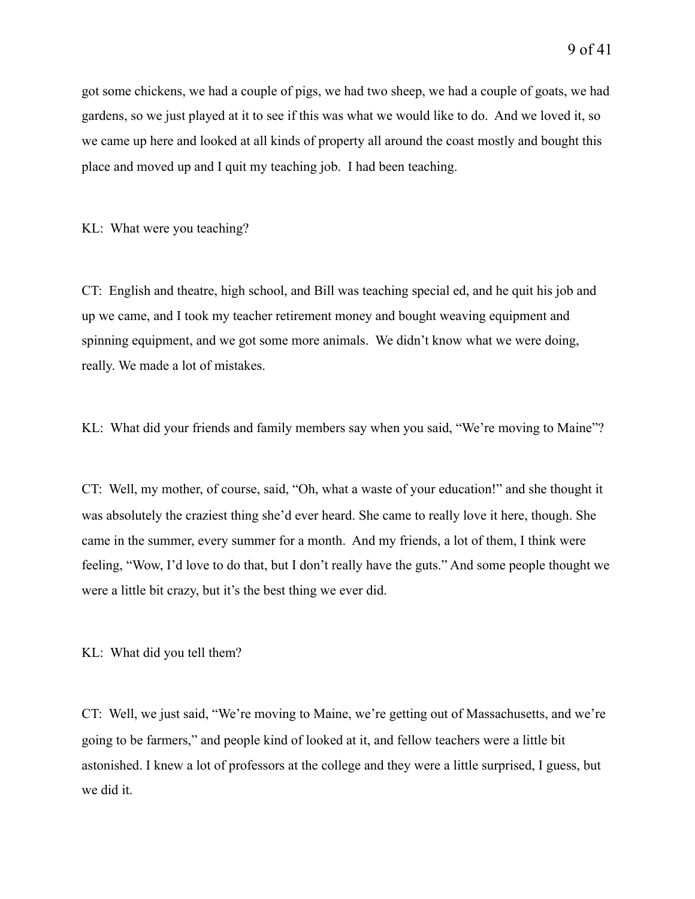got some chickens, we had a couple of pigs, we had two sheep, we had a couple of goats, we had gardens, so we just played at it to see if this was what we would like to do. And we loved it, so we came up here and looked at all kinds of property all around the coast mostly and bought this place and moved up and I quit my teaching job. I had been teaching.

KL: What were you teaching?

CT: English and theatre, high school, and Bill was teaching special ed, and he quit his job and up we came, and I took my teacher retirement money and bought weaving equipment and spinning equipment, and we got some more animals. We didn't know what we were doing, really. We made a lot of mistakes.

KL: What did your friends and family members say when you said, "We're moving to Maine"?

CT: Well, my mother, of course, said, "Oh, what a waste of your education!" and she thought it was absolutely the craziest thing she'd ever heard. She came to really love it here, though. She came in the summer, every summer for a month. And my friends, a lot of them, I think were feeling, "Wow, I'd love to do that, but I don't really have the guts." And some people thought we were a little bit crazy, but it's the best thing we ever did.

KL: What did you tell them?

CT: Well, we just said, "We're moving to Maine, we're getting out of Massachusetts, and we're going to be farmers," and people kind of looked at it, and fellow teachers were a little bit astonished. I knew a lot of professors at the college and they were a little surprised, I guess, but we did it.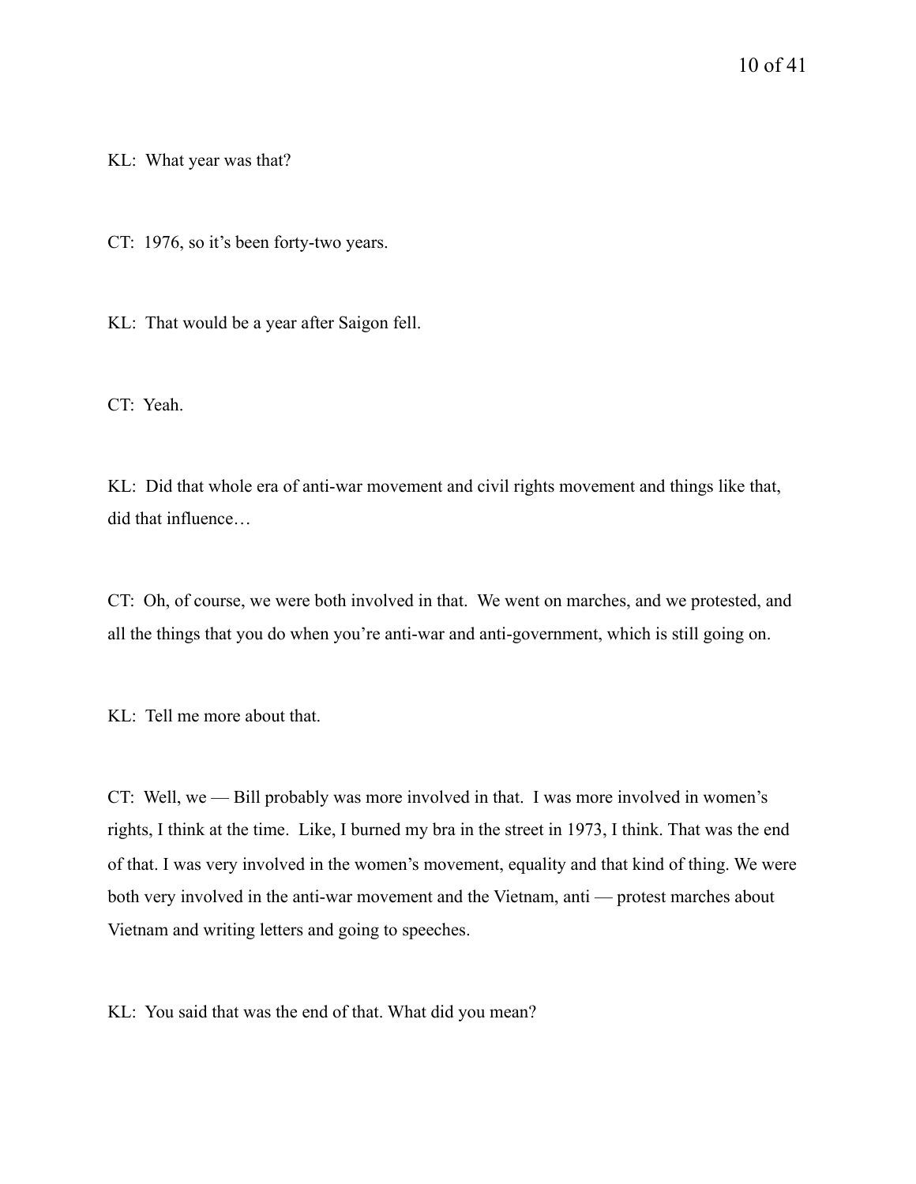KL: What year was that?

CT: 1976, so it's been forty-two years.

KL: That would be a year after Saigon fell.

CT: Yeah.

KL: Did that whole era of anti-war movement and civil rights movement and things like that, did that influence…

CT: Oh, of course, we were both involved in that. We went on marches, and we protested, and all the things that you do when you're anti-war and anti-government, which is still going on.

KL: Tell me more about that.

CT: Well, we — Bill probably was more involved in that. I was more involved in women's rights, I think at the time. Like, I burned my bra in the street in 1973, I think. That was the end of that. I was very involved in the women's movement, equality and that kind of thing. We were both very involved in the anti-war movement and the Vietnam, anti — protest marches about Vietnam and writing letters and going to speeches.

KL: You said that was the end of that. What did you mean?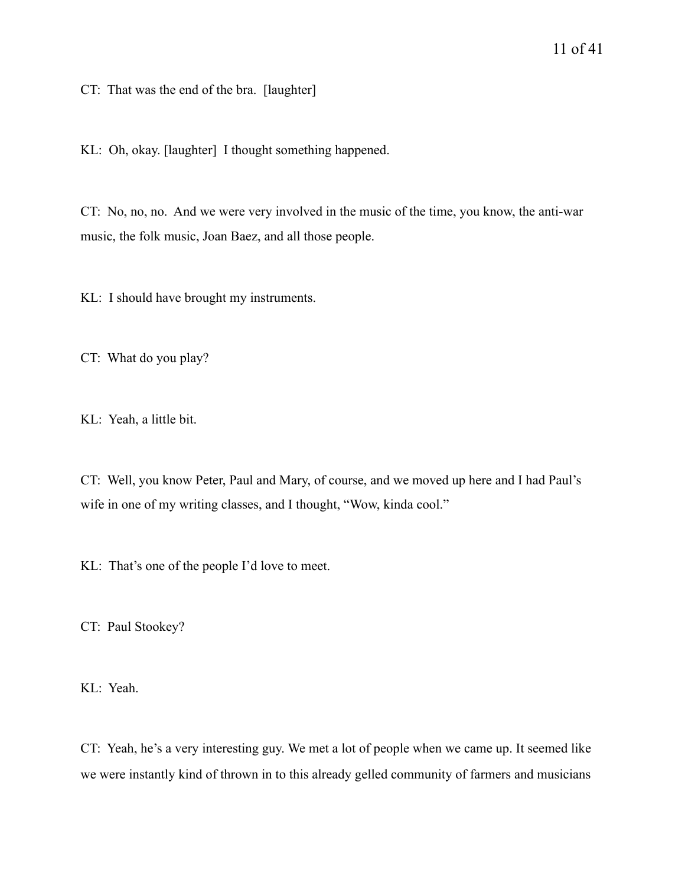CT: That was the end of the bra. [laughter]

KL: Oh, okay. [laughter] I thought something happened.

CT: No, no, no. And we were very involved in the music of the time, you know, the anti-war music, the folk music, Joan Baez, and all those people.

KL: I should have brought my instruments.

CT: What do you play?

KL: Yeah, a little bit.

CT: Well, you know Peter, Paul and Mary, of course, and we moved up here and I had Paul's wife in one of my writing classes, and I thought, "Wow, kinda cool."

KL: That's one of the people I'd love to meet.

CT: Paul Stookey?

KL: Yeah.

CT: Yeah, he's a very interesting guy. We met a lot of people when we came up. It seemed like we were instantly kind of thrown in to this already gelled community of farmers and musicians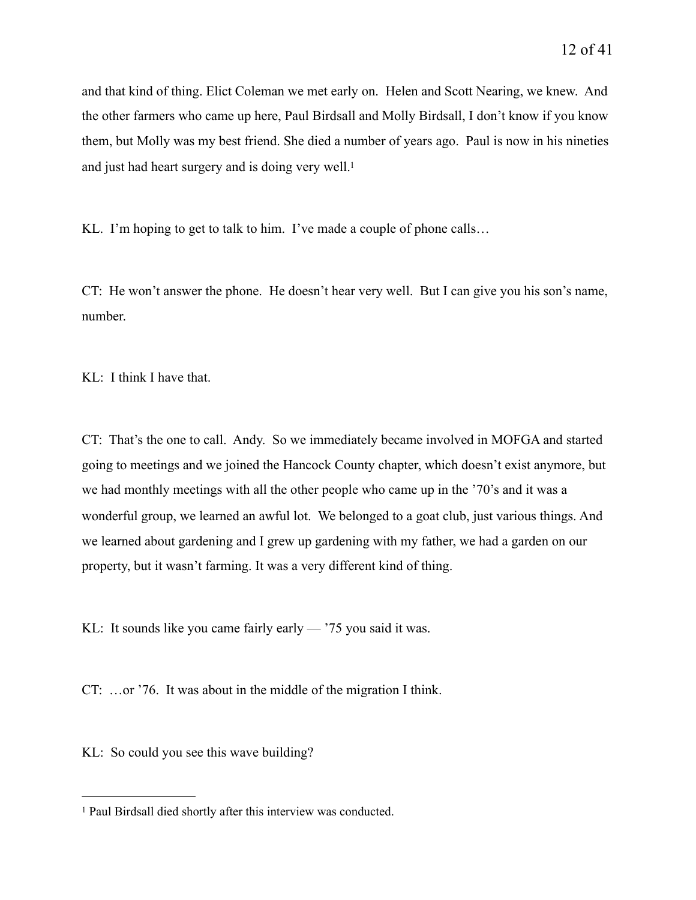and that kind of thing. Elict Coleman we met early on. Helen and Scott Nearing, we knew. And the other farmers who came up here, Paul Birdsall and Molly Birdsall, I don't know if you know them, but Molly was my best friend. She died a number of years ago. Paul is now in his nineties and just had heart surgery and is doing very well.[1]

KL. I'm hoping to get to talk to him. I've made a couple of phone calls…

CT: He won't answer the phone. He doesn't hear very well. But I can give you his son's name, number.

KL: I think I have that.

CT: That's the one to call. Andy. So we immediately became involved in MOFGA and started going to meetings and we joined the Hancock County chapter, which doesn't exist anymore, but we had monthly meetings with all the other people who came up in the '70's and it was a wonderful group, we learned an awful lot. We belonged to a goat club, just various things. And we learned about gardening and I grew up gardening with my father, we had a garden on our property, but it wasn't farming. It was a very different kind of thing.

KL: It sounds like you came fairly early — '75 you said it was.

CT: …or '76. It was about in the middle of the migration I think.

KL: So could you see this wave building?

---

[1] Paul Birdsall died shortly after this interview was conducted.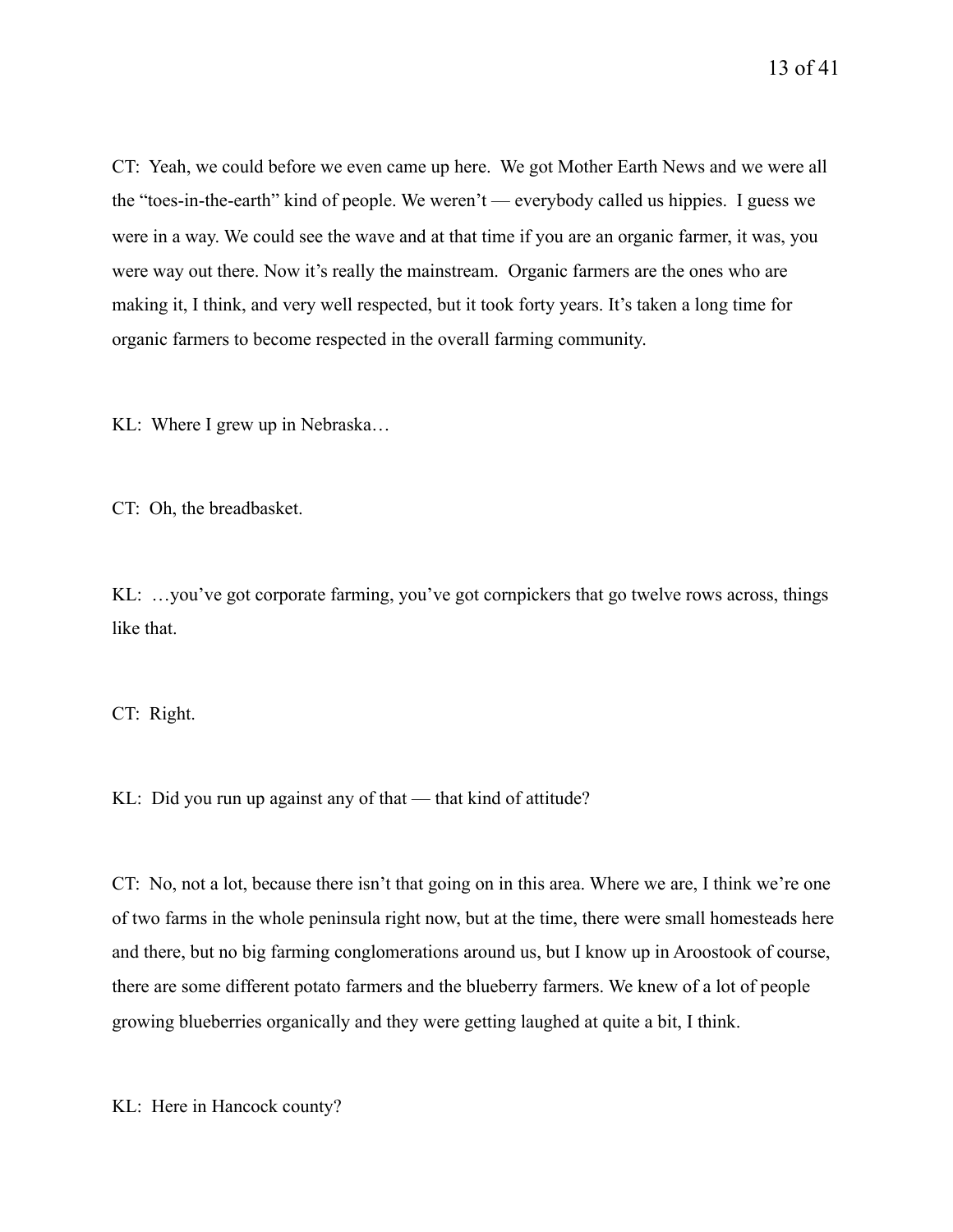CT: Yeah, we could before we even came up here. We got Mother Earth News and we were all the "toes-in-the-earth" kind of people. We weren't — everybody called us hippies. I guess we were in a way. We could see the wave and at that time if you are an organic farmer, it was, you were way out there. Now it's really the mainstream. Organic farmers are the ones who are making it, I think, and very well respected, but it took forty years. It's taken a long time for organic farmers to become respected in the overall farming community.

KL: Where I grew up in Nebraska…

CT: Oh, the breadbasket.

KL: …you've got corporate farming, you've got cornpickers that go twelve rows across, things like that.

CT: Right.

KL: Did you run up against any of that — that kind of attitude?

CT: No, not a lot, because there isn't that going on in this area. Where we are, I think we're one of two farms in the whole peninsula right now, but at the time, there were small homesteads here and there, but no big farming conglomerations around us, but I know up in Aroostook of course, there are some different potato farmers and the blueberry farmers. We knew of a lot of people growing blueberries organically and they were getting laughed at quite a bit, I think.

KL: Here in Hancock county?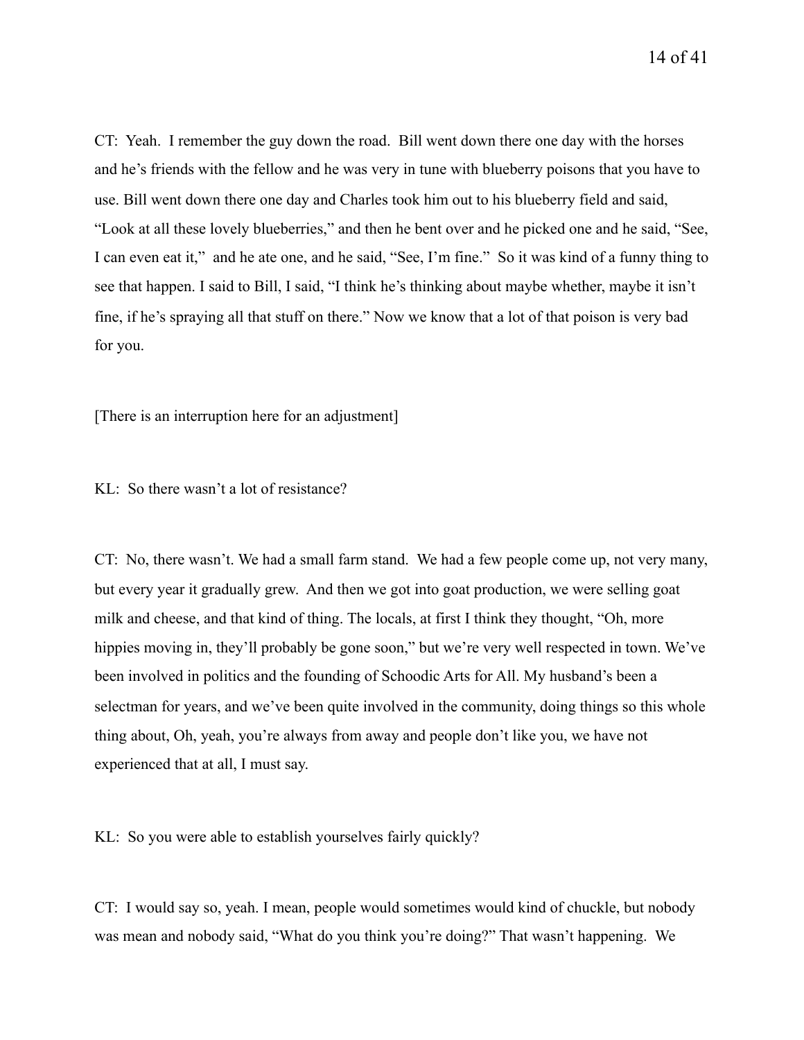CT: Yeah. I remember the guy down the road. Bill went down there one day with the horses and he's friends with the fellow and he was very in tune with blueberry poisons that you have to use. Bill went down there one day and Charles took him out to his blueberry field and said, "Look at all these lovely blueberries," and then he bent over and he picked one and he said, "See, I can even eat it," and he ate one, and he said, "See, I'm fine." So it was kind of a funny thing to see that happen. I said to Bill, I said, "I think he's thinking about maybe whether, maybe it isn't fine, if he's spraying all that stuff on there." Now we know that a lot of that poison is very bad for you.

[There is an interruption here for an adjustment]

KL: So there wasn't a lot of resistance?

CT: No, there wasn't. We had a small farm stand. We had a few people come up, not very many, but every year it gradually grew. And then we got into goat production, we were selling goat milk and cheese, and that kind of thing. The locals, at first I think they thought, "Oh, more hippies moving in, they'll probably be gone soon," but we're very well respected in town. We've been involved in politics and the founding of Schoodic Arts for All. My husband's been a selectman for years, and we've been quite involved in the community, doing things so this whole thing about, Oh, yeah, you're always from away and people don't like you, we have not experienced that at all, I must say.

KL: So you were able to establish yourselves fairly quickly?

CT: I would say so, yeah. I mean, people would sometimes would kind of chuckle, but nobody was mean and nobody said, "What do you think you're doing?" That wasn't happening. We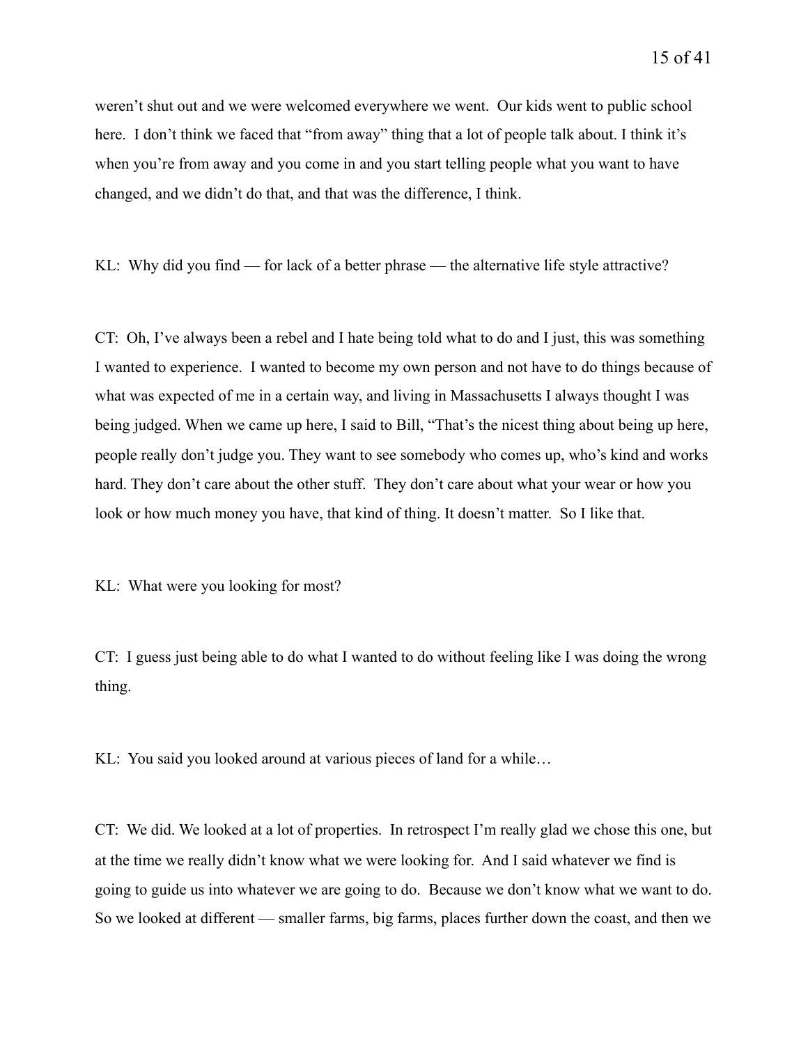weren't shut out and we were welcomed everywhere we went. Our kids went to public school here. I don't think we faced that "from away" thing that a lot of people talk about. I think it's when you're from away and you come in and you start telling people what you want to have changed, and we didn't do that, and that was the difference, I think.

KL: Why did you find — for lack of a better phrase — the alternative life style attractive?

CT: Oh, I've always been a rebel and I hate being told what to do and I just, this was something I wanted to experience. I wanted to become my own person and not have to do things because of what was expected of me in a certain way, and living in Massachusetts I always thought I was being judged. When we came up here, I said to Bill, "That's the nicest thing about being up here, people really don't judge you. They want to see somebody who comes up, who's kind and works hard. They don't care about the other stuff. They don't care about what your wear or how you look or how much money you have, that kind of thing. It doesn't matter. So I like that.

KL: What were you looking for most?

CT: I guess just being able to do what I wanted to do without feeling like I was doing the wrong thing.

KL: You said you looked around at various pieces of land for a while…

CT: We did. We looked at a lot of properties. In retrospect I'm really glad we chose this one, but at the time we really didn't know what we were looking for. And I said whatever we find is going to guide us into whatever we are going to do. Because we don't know what we want to do. So we looked at different — smaller farms, big farms, places further down the coast, and then we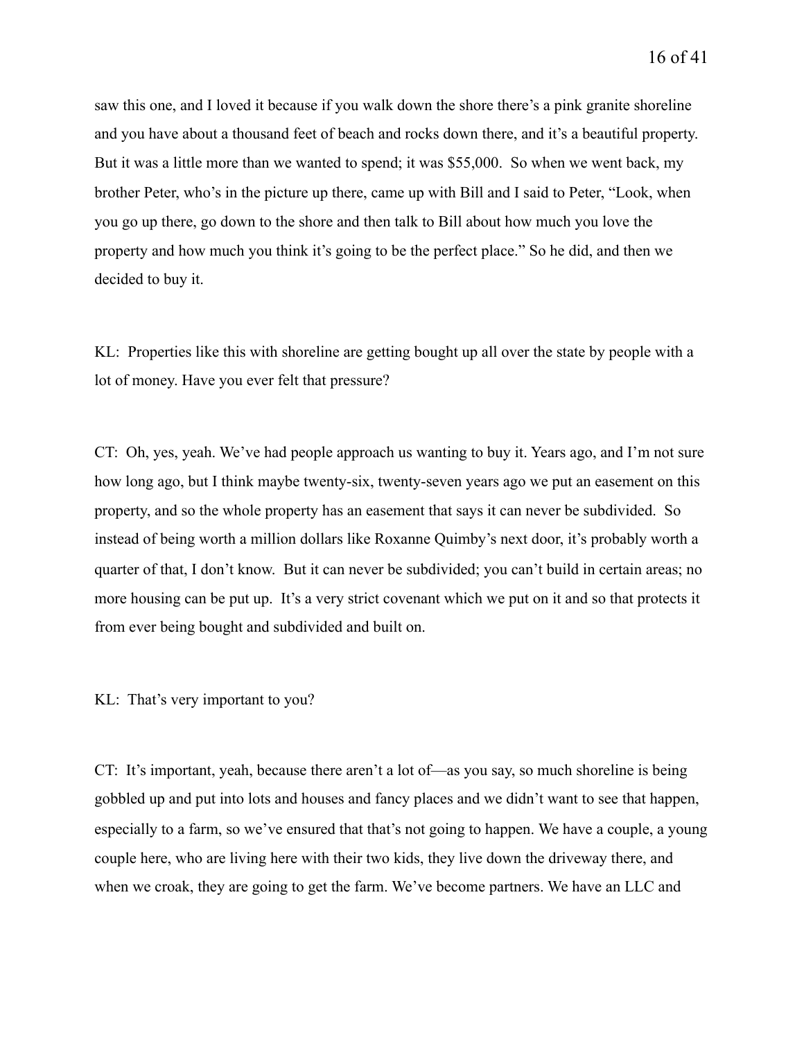saw this one, and I loved it because if you walk down the shore there's a pink granite shoreline and you have about a thousand feet of beach and rocks down there, and it's a beautiful property. But it was a little more than we wanted to spend; it was $55,000. So when we went back, my brother Peter, who's in the picture up there, came up with Bill and I said to Peter, "Look, when you go up there, go down to the shore and then talk to Bill about how much you love the property and how much you think it's going to be the perfect place." So he did, and then we decided to buy it.

KL: Properties like this with shoreline are getting bought up all over the state by people with a lot of money. Have you ever felt that pressure?

CT: Oh, yes, yeah. We've had people approach us wanting to buy it. Years ago, and I'm not sure how long ago, but I think maybe twenty-six, twenty-seven years ago we put an easement on this property, and so the whole property has an easement that says it can never be subdivided. So instead of being worth a million dollars like Roxanne Quimby's next door, it's probably worth a quarter of that, I don't know. But it can never be subdivided; you can't build in certain areas; no more housing can be put up. It's a very strict covenant which we put on it and so that protects it from ever being bought and subdivided and built on.

KL: That's very important to you?

CT: It's important, yeah, because there aren't a lot of—as you say, so much shoreline is being gobbled up and put into lots and houses and fancy places and we didn't want to see that happen, especially to a farm, so we've ensured that that's not going to happen. We have a couple, a young couple here, who are living here with their two kids, they live down the driveway there, and when we croak, they are going to get the farm. We've become partners. We have an LLC and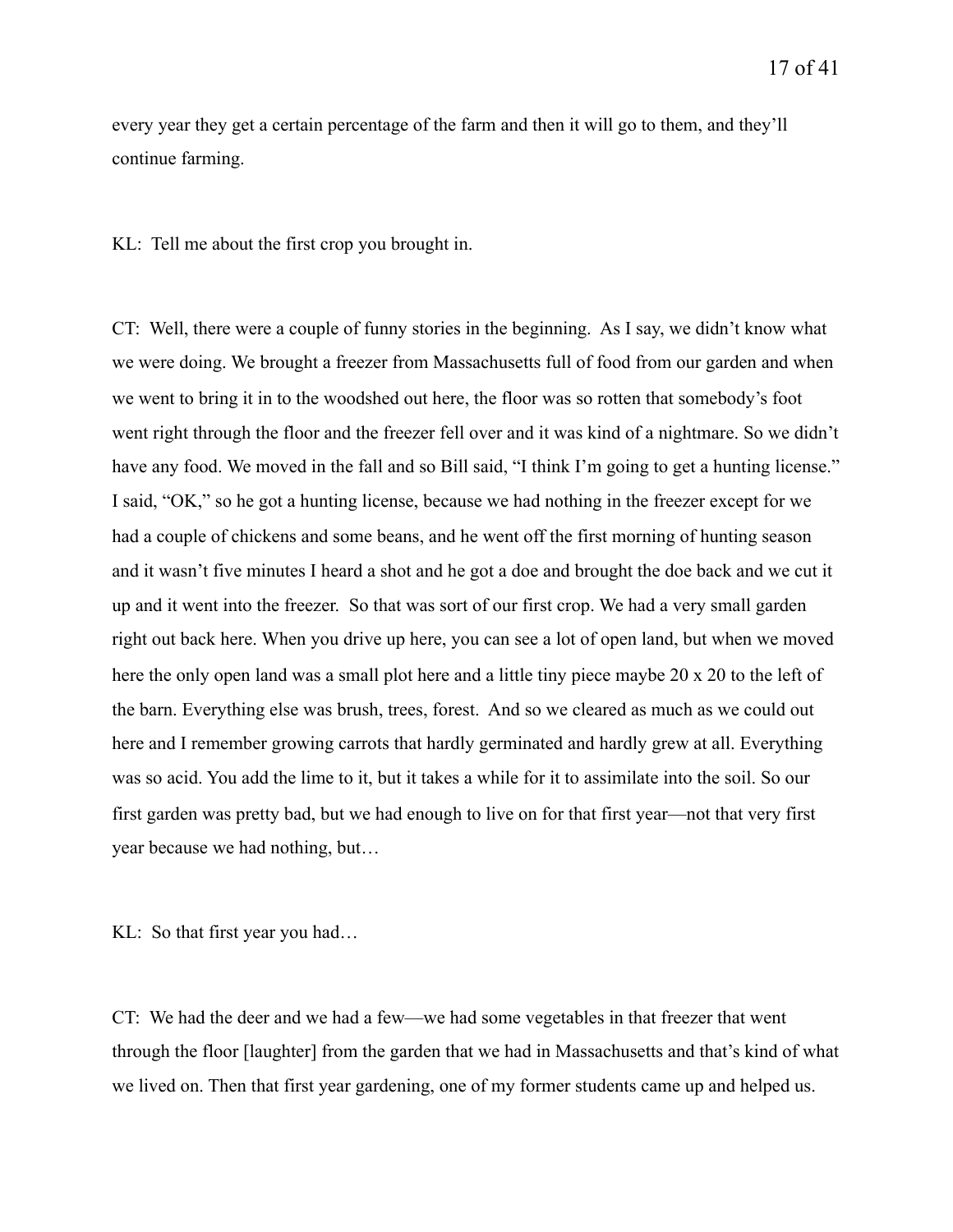every year they get a certain percentage of the farm and then it will go to them, and they'll continue farming.

KL: Tell me about the first crop you brought in.

CT: Well, there were a couple of funny stories in the beginning. As I say, we didn't know what we were doing. We brought a freezer from Massachusetts full of food from our garden and when we went to bring it in to the woodshed out here, the floor was so rotten that somebody's foot went right through the floor and the freezer fell over and it was kind of a nightmare. So we didn't have any food. We moved in the fall and so Bill said, "I think I'm going to get a hunting license." I said, "OK," so he got a hunting license, because we had nothing in the freezer except for we had a couple of chickens and some beans, and he went off the first morning of hunting season and it wasn't five minutes I heard a shot and he got a doe and brought the doe back and we cut it up and it went into the freezer. So that was sort of our first crop. We had a very small garden right out back here. When you drive up here, you can see a lot of open land, but when we moved here the only open land was a small plot here and a little tiny piece maybe 20 x 20 to the left of the barn. Everything else was brush, trees, forest. And so we cleared as much as we could out here and I remember growing carrots that hardly germinated and hardly grew at all. Everything was so acid. You add the lime to it, but it takes a while for it to assimilate into the soil. So our first garden was pretty bad, but we had enough to live on for that first year—not that very first year because we had nothing, but…

KL: So that first year you had…

CT: We had the deer and we had a few—we had some vegetables in that freezer that went through the floor [laughter] from the garden that we had in Massachusetts and that's kind of what we lived on. Then that first year gardening, one of my former students came up and helped us.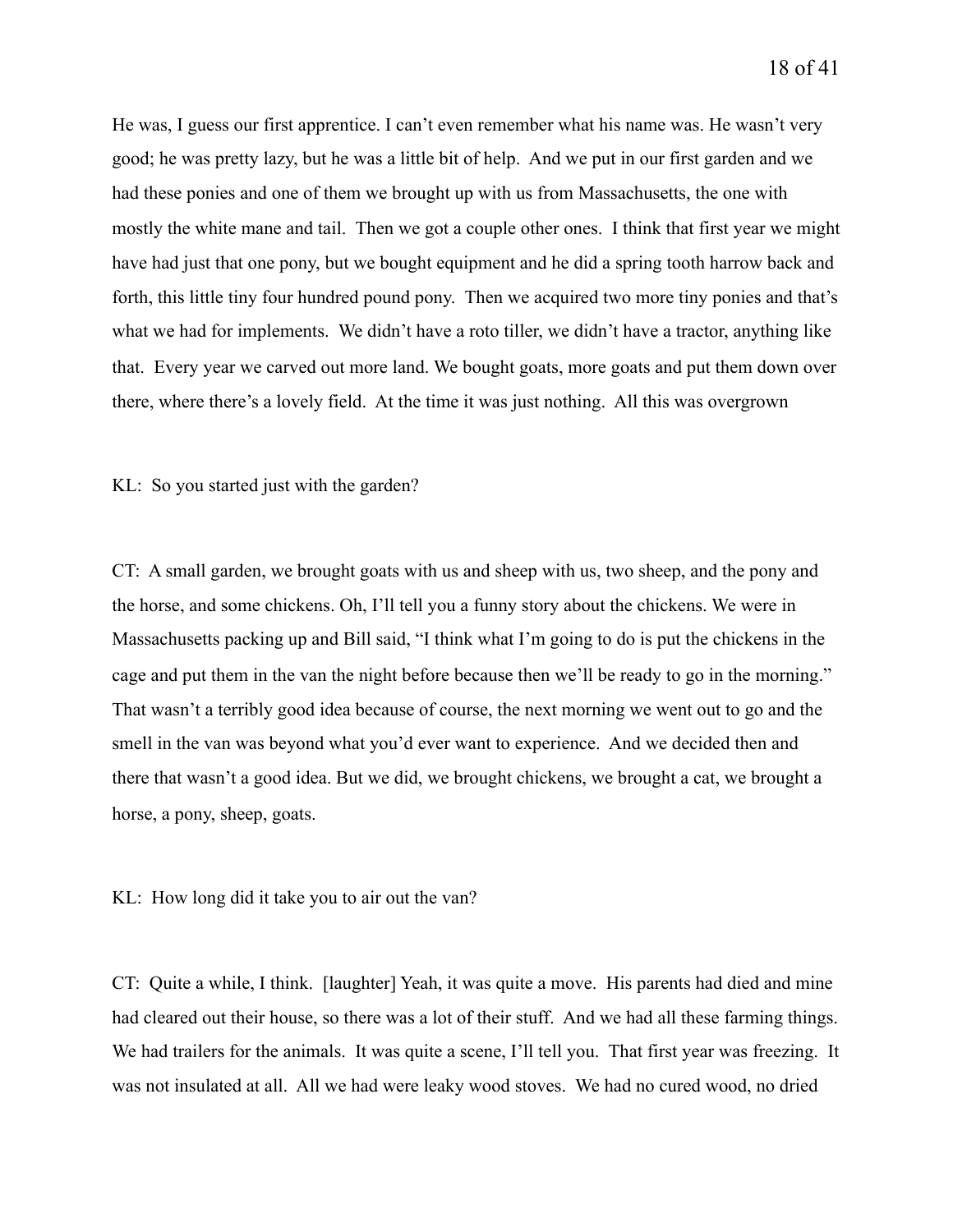He was, I guess our first apprentice. I can't even remember what his name was. He wasn't very good; he was pretty lazy, but he was a little bit of help. And we put in our first garden and we had these ponies and one of them we brought up with us from Massachusetts, the one with mostly the white mane and tail. Then we got a couple other ones. I think that first year we might have had just that one pony, but we bought equipment and he did a spring tooth harrow back and forth, this little tiny four hundred pound pony. Then we acquired two more tiny ponies and that's what we had for implements. We didn't have a roto tiller, we didn't have a tractor, anything like that. Every year we carved out more land. We bought goats, more goats and put them down over there, where there's a lovely field. At the time it was just nothing. All this was overgrown

KL: So you started just with the garden?

CT: A small garden, we brought goats with us and sheep with us, two sheep, and the pony and the horse, and some chickens. Oh, I'll tell you a funny story about the chickens. We were in Massachusetts packing up and Bill said, "I think what I'm going to do is put the chickens in the cage and put them in the van the night before because then we'll be ready to go in the morning." That wasn't a terribly good idea because of course, the next morning we went out to go and the smell in the van was beyond what you'd ever want to experience. And we decided then and there that wasn't a good idea. But we did, we brought chickens, we brought a cat, we brought a horse, a pony, sheep, goats.

KL: How long did it take you to air out the van?

CT: Quite a while, I think. [laughter] Yeah, it was quite a move. His parents had died and mine had cleared out their house, so there was a lot of their stuff. And we had all these farming things. We had trailers for the animals. It was quite a scene, I'll tell you. That first year was freezing. It was not insulated at all. All we had were leaky wood stoves. We had no cured wood, no dried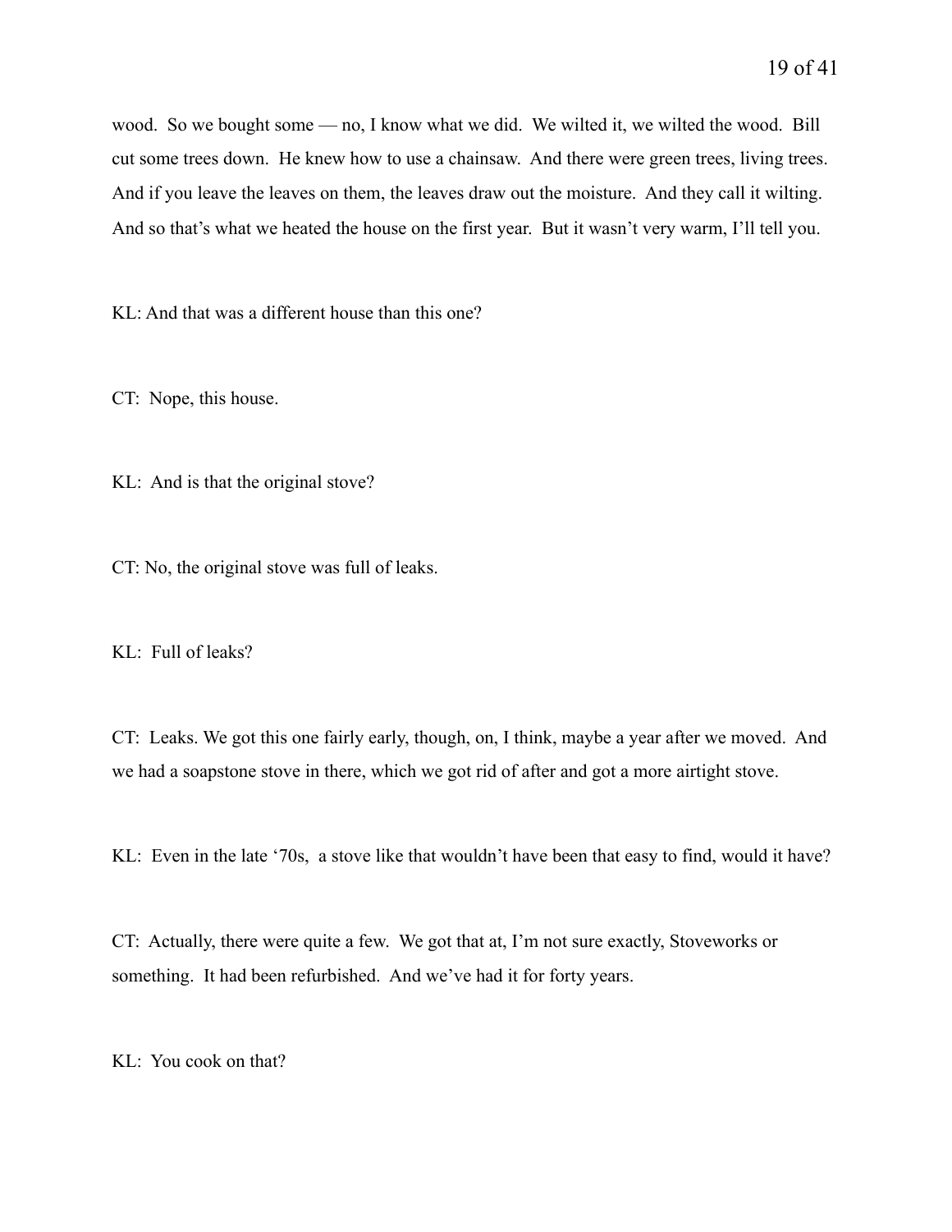wood. So we bought some — no, I know what we did. We wilted it, we wilted the wood. Bill cut some trees down. He knew how to use a chainsaw. And there were green trees, living trees. And if you leave the leaves on them, the leaves draw out the moisture. And they call it wilting. And so that's what we heated the house on the first year. But it wasn't very warm, I'll tell you.

KL: And that was a different house than this one?

CT: Nope, this house.

KL: And is that the original stove?

CT: No, the original stove was full of leaks.

KL: Full of leaks?

CT: Leaks. We got this one fairly early, though, on, I think, maybe a year after we moved. And we had a soapstone stove in there, which we got rid of after and got a more airtight stove.

KL: Even in the late '70s, a stove like that wouldn't have been that easy to find, would it have?

CT: Actually, there were quite a few. We got that at, I'm not sure exactly, Stoveworks or something. It had been refurbished. And we've had it for forty years.

KL: You cook on that?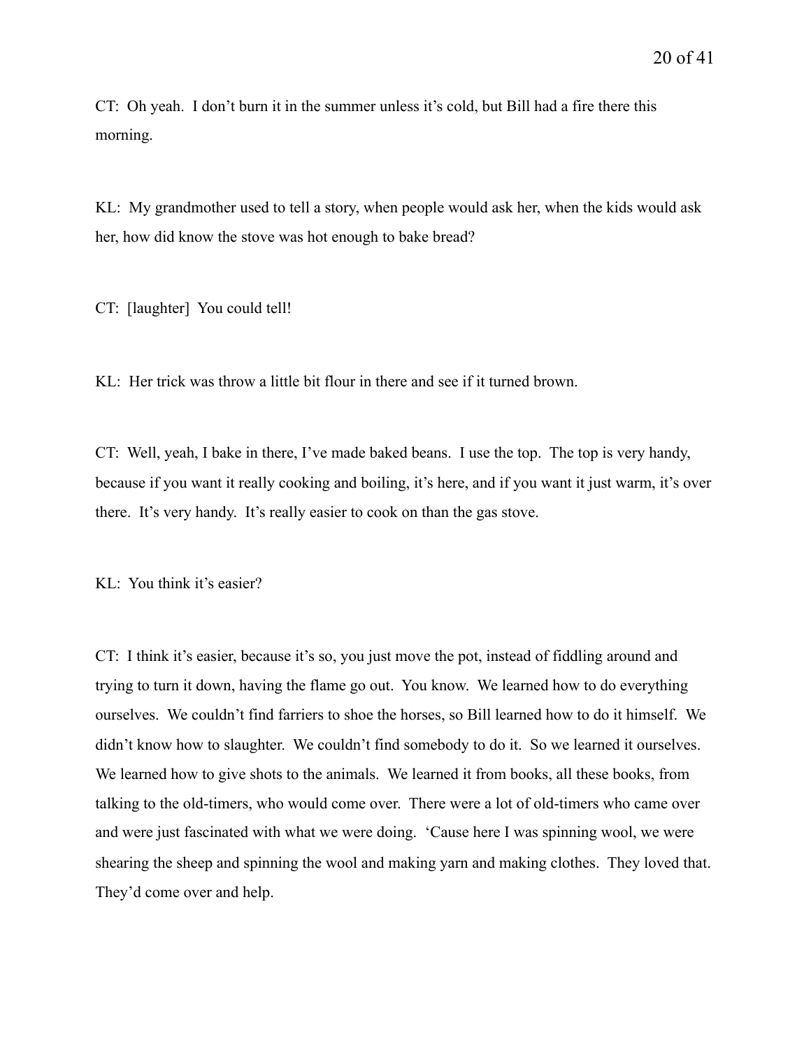CT: Oh yeah. I don't burn it in the summer unless it's cold, but Bill had a fire there this morning.

KL: My grandmother used to tell a story, when people would ask her, when the kids would ask her, how did know the stove was hot enough to bake bread?

CT: [laughter] You could tell!

KL: Her trick was throw a little bit flour in there and see if it turned brown.

CT: Well, yeah, I bake in there, I've made baked beans. I use the top. The top is very handy, because if you want it really cooking and boiling, it's here, and if you want it just warm, it's over there. It's very handy. It's really easier to cook on than the gas stove.

KL: You think it's easier?

CT: I think it's easier, because it's so, you just move the pot, instead of fiddling around and trying to turn it down, having the flame go out. You know. We learned how to do everything ourselves. We couldn't find farriers to shoe the horses, so Bill learned how to do it himself. We didn't know how to slaughter. We couldn't find somebody to do it. So we learned it ourselves. We learned how to give shots to the animals. We learned it from books, all these books, from talking to the old-timers, who would come over. There were a lot of old-timers who came over and were just fascinated with what we were doing. 'Cause here I was spinning wool, we were shearing the sheep and spinning the wool and making yarn and making clothes. They loved that. They'd come over and help.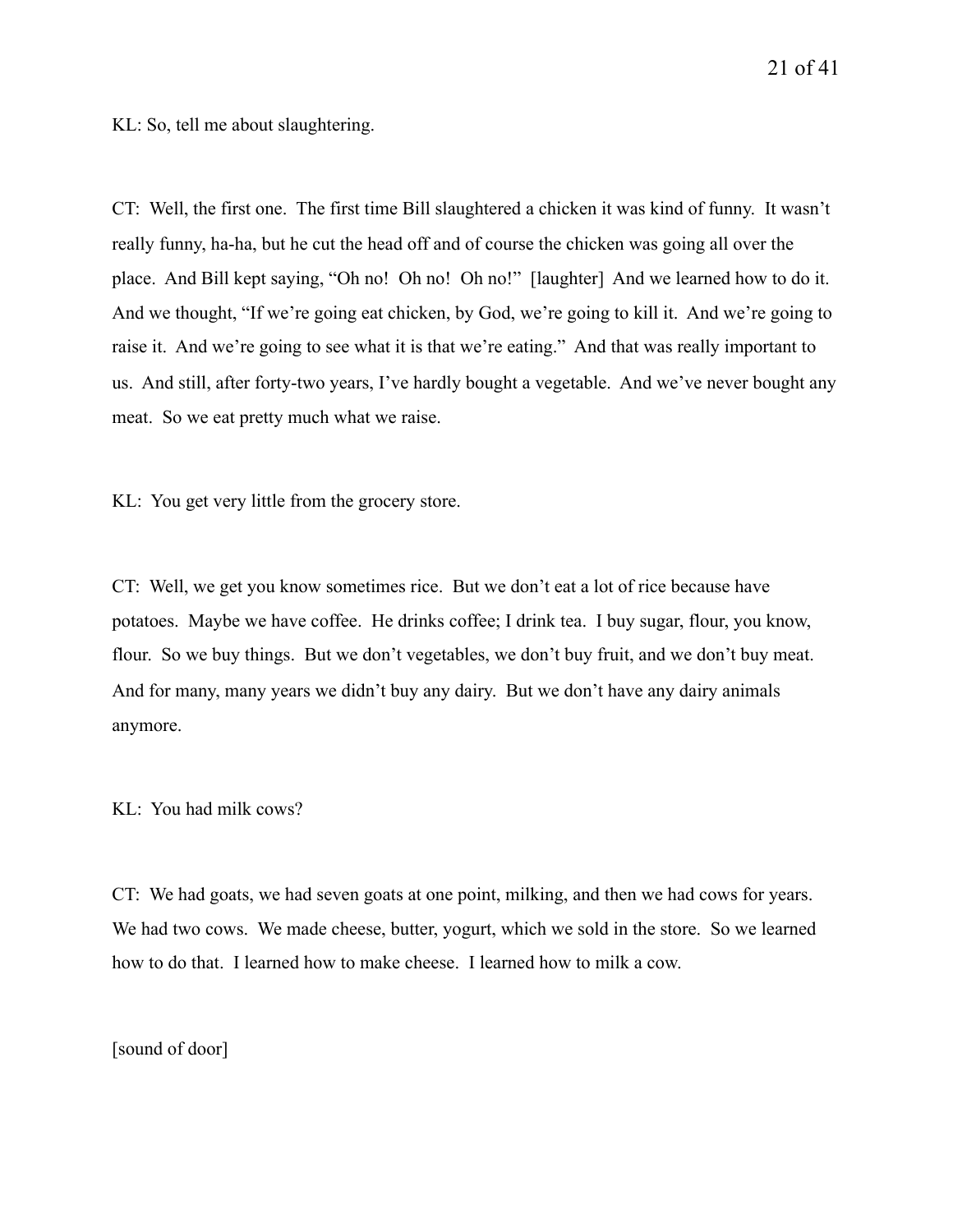KL: So, tell me about slaughtering.

CT: Well, the first one. The first time Bill slaughtered a chicken it was kind of funny. It wasn't really funny, ha-ha, but he cut the head off and of course the chicken was going all over the place. And Bill kept saying, "Oh no! Oh no! Oh no!" [laughter] And we learned how to do it. And we thought, "If we're going eat chicken, by God, we're going to kill it. And we're going to raise it. And we're going to see what it is that we're eating." And that was really important to us. And still, after forty-two years, I've hardly bought a vegetable. And we've never bought any meat. So we eat pretty much what we raise.

KL: You get very little from the grocery store.

CT: Well, we get you know sometimes rice. But we don't eat a lot of rice because have potatoes. Maybe we have coffee. He drinks coffee; I drink tea. I buy sugar, flour, you know, flour. So we buy things. But we don't vegetables, we don't buy fruit, and we don't buy meat. And for many, many years we didn't buy any dairy. But we don't have any dairy animals anymore.

KL: You had milk cows?

CT: We had goats, we had seven goats at one point, milking, and then we had cows for years. We had two cows. We made cheese, butter, yogurt, which we sold in the store. So we learned how to do that. I learned how to make cheese. I learned how to milk a cow.

[sound of door]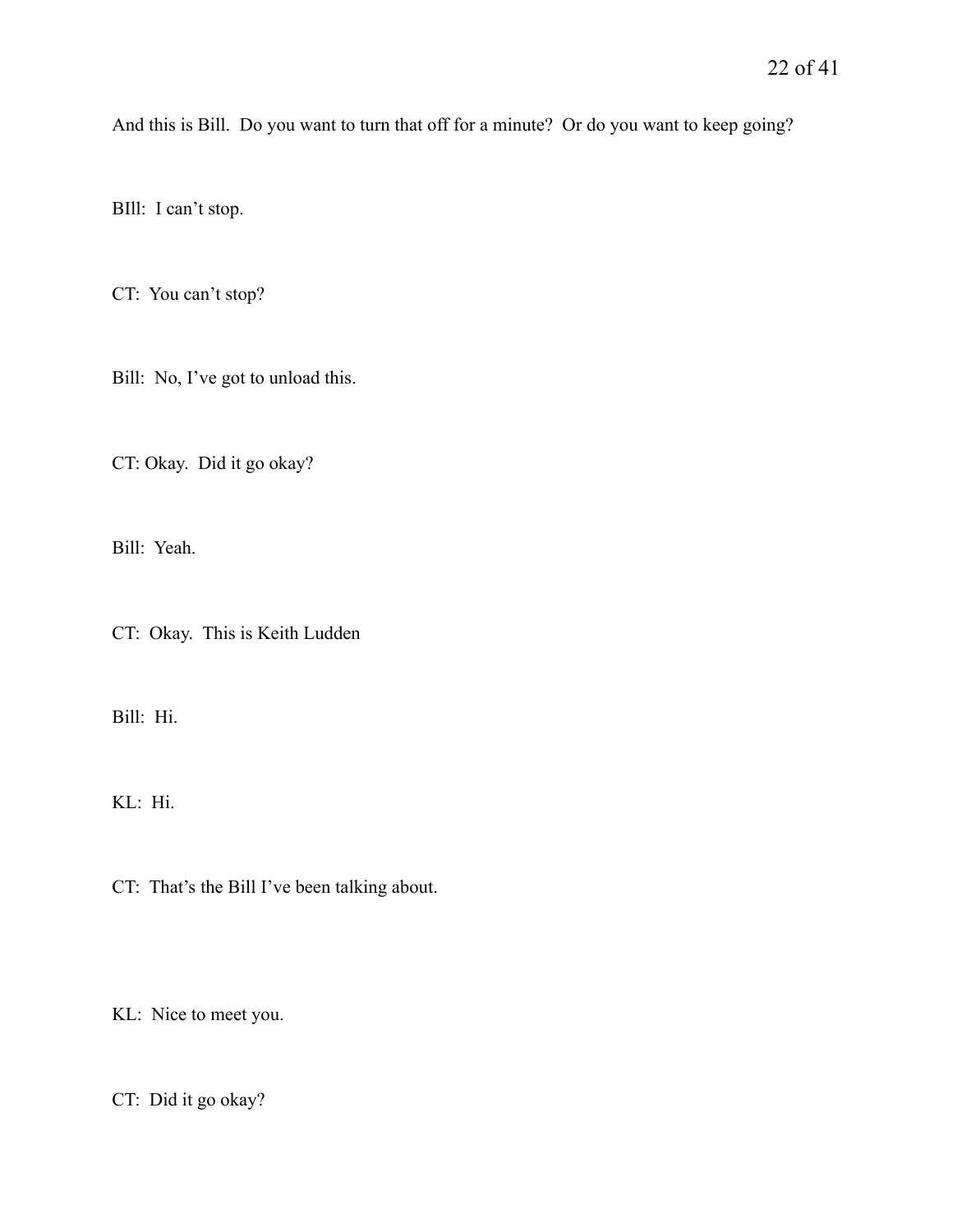And this is Bill. Do you want to turn that off for a minute? Or do you want to keep going?

BIll: I can't stop.

CT: You can't stop?

Bill: No, I've got to unload this.

CT: Okay. Did it go okay?

Bill: Yeah.

CT: Okay. This is Keith Ludden

Bill: Hi.

KL: Hi.

CT: That's the Bill I've been talking about.

KL: Nice to meet you.

CT: Did it go okay?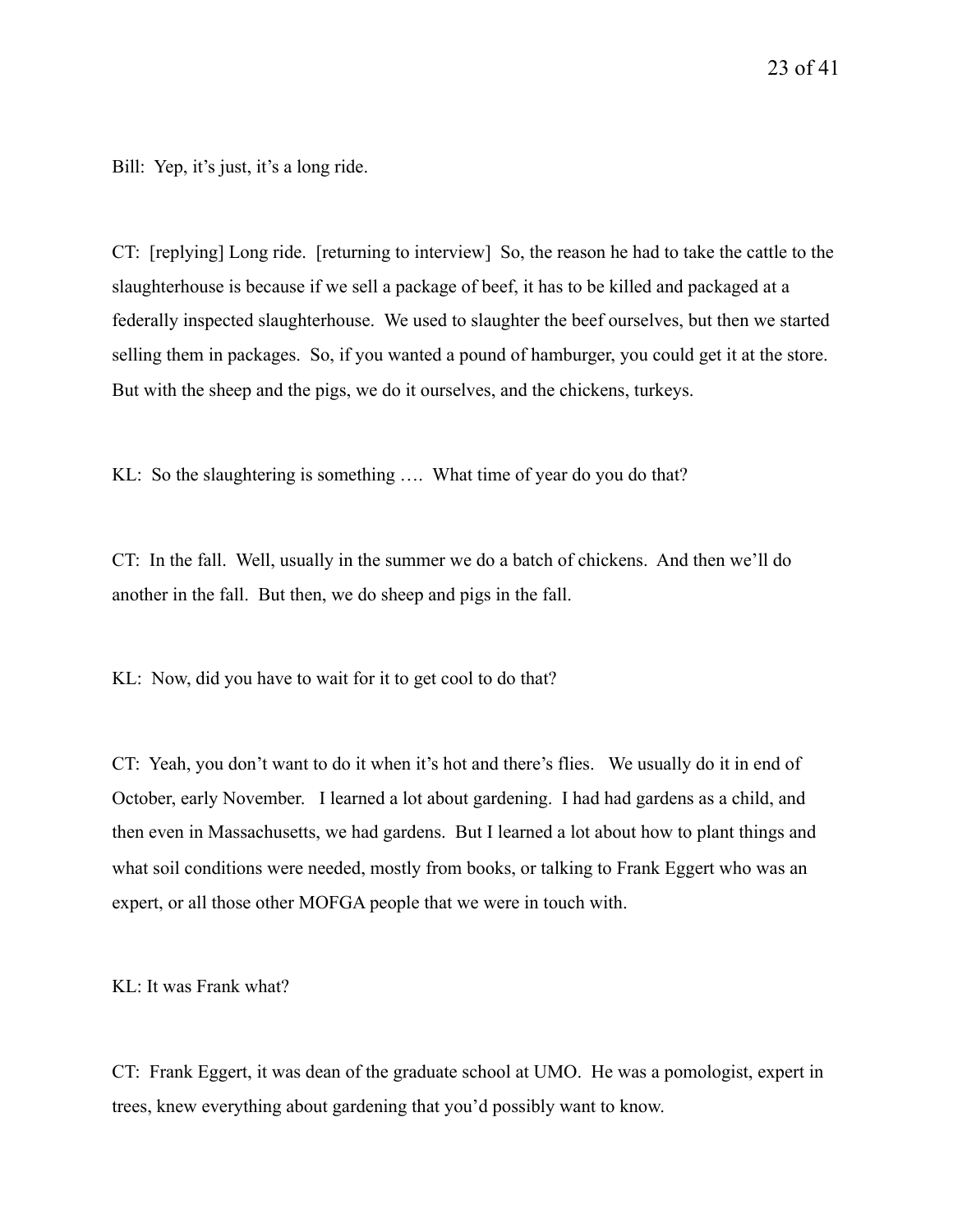Bill: Yep, it's just, it's a long ride.

CT: [replying] Long ride. [returning to interview] So, the reason he had to take the cattle to the slaughterhouse is because if we sell a package of beef, it has to be killed and packaged at a federally inspected slaughterhouse. We used to slaughter the beef ourselves, but then we started selling them in packages. So, if you wanted a pound of hamburger, you could get it at the store. But with the sheep and the pigs, we do it ourselves, and the chickens, turkeys.

KL: So the slaughtering is something …. What time of year do you do that?

CT: In the fall. Well, usually in the summer we do a batch of chickens. And then we'll do another in the fall. But then, we do sheep and pigs in the fall.

KL: Now, did you have to wait for it to get cool to do that?

CT: Yeah, you don't want to do it when it's hot and there's flies. We usually do it in end of October, early November. I learned a lot about gardening. I had had gardens as a child, and then even in Massachusetts, we had gardens. But I learned a lot about how to plant things and what soil conditions were needed, mostly from books, or talking to Frank Eggert who was an expert, or all those other MOFGA people that we were in touch with.

KL: It was Frank what?

CT: Frank Eggert, it was dean of the graduate school at UMO. He was a pomologist, expert in trees, knew everything about gardening that you'd possibly want to know.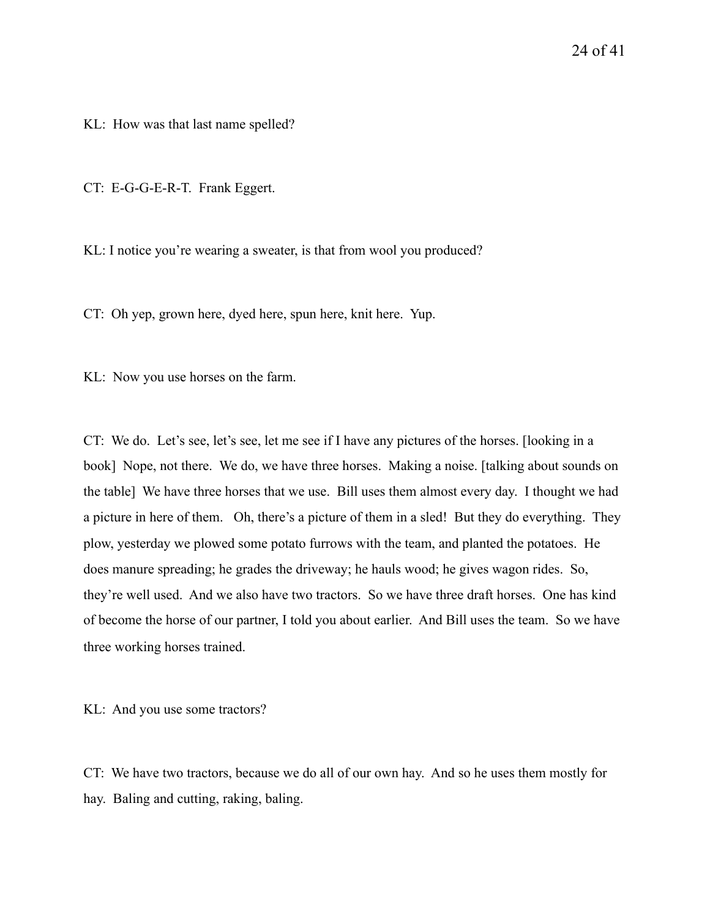KL: How was that last name spelled?

CT: E-G-G-E-R-T. Frank Eggert.

KL: I notice you're wearing a sweater, is that from wool you produced?

CT: Oh yep, grown here, dyed here, spun here, knit here. Yup.

KL: Now you use horses on the farm.

CT: We do. Let's see, let's see, let me see if I have any pictures of the horses. [looking in a book] Nope, not there. We do, we have three horses. Making a noise. [talking about sounds on the table] We have three horses that we use. Bill uses them almost every day. I thought we had a picture in here of them. Oh, there's a picture of them in a sled! But they do everything. They plow, yesterday we plowed some potato furrows with the team, and planted the potatoes. He does manure spreading; he grades the driveway; he hauls wood; he gives wagon rides. So, they're well used. And we also have two tractors. So we have three draft horses. One has kind of become the horse of our partner, I told you about earlier. And Bill uses the team. So we have three working horses trained.

KL: And you use some tractors?

CT: We have two tractors, because we do all of our own hay. And so he uses them mostly for hay. Baling and cutting, raking, baling.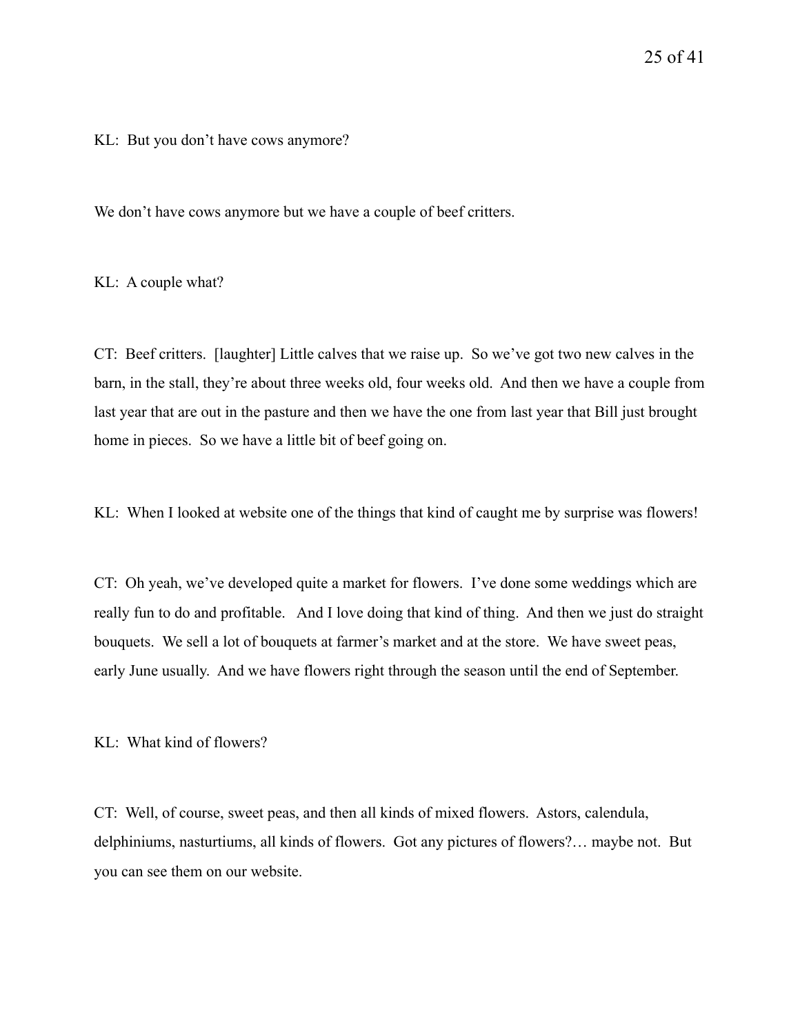KL: But you don’t have cows anymore?

We don’t have cows anymore but we have a couple of beef critters.

KL: A couple what?

CT: Beef critters. [laughter] Little calves that we raise up. So we’ve got two new calves in the barn, in the stall, they’re about three weeks old, four weeks old. And then we have a couple from last year that are out in the pasture and then we have the one from last year that Bill just brought home in pieces. So we have a little bit of beef going on.

KL: When I looked at website one of the things that kind of caught me by surprise was flowers!

CT: Oh yeah, we’ve developed quite a market for flowers. I’ve done some weddings which are really fun to do and profitable. And I love doing that kind of thing. And then we just do straight bouquets. We sell a lot of bouquets at farmer’s market and at the store. We have sweet peas, early June usually. And we have flowers right through the season until the end of September.

KL: What kind of flowers?

CT: Well, of course, sweet peas, and then all kinds of mixed flowers. Astors, calendula, delphiniums, nasturtiums, all kinds of flowers. Got any pictures of flowers?… maybe not. But you can see them on our website.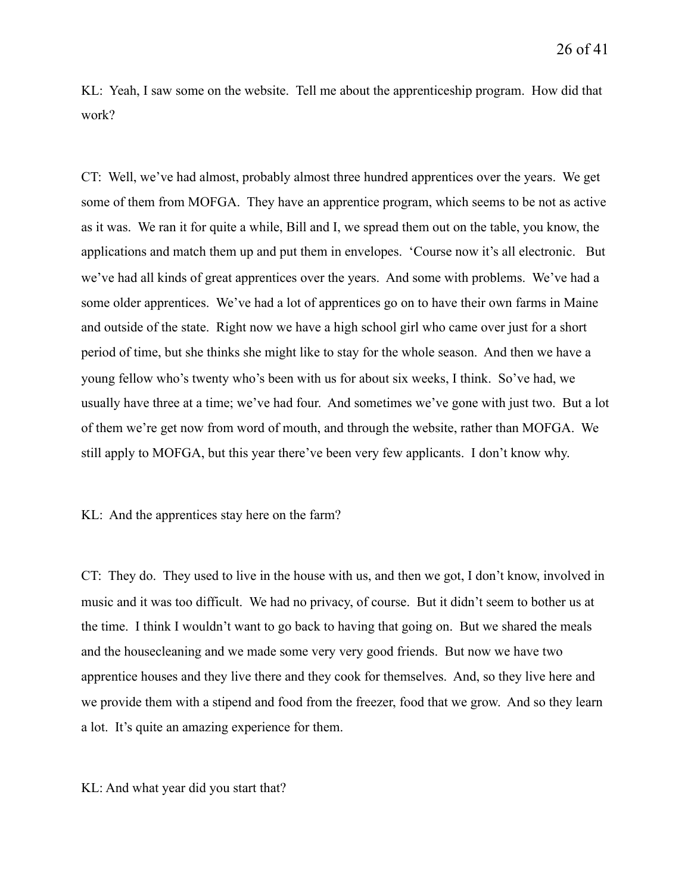KL: Yeah, I saw some on the website. Tell me about the apprenticeship program. How did that work?

CT: Well, we've had almost, probably almost three hundred apprentices over the years. We get some of them from MOFGA. They have an apprentice program, which seems to be not as active as it was. We ran it for quite a while, Bill and I, we spread them out on the table, you know, the applications and match them up and put them in envelopes. 'Course now it's all electronic. But we've had all kinds of great apprentices over the years. And some with problems. We've had a some older apprentices. We've had a lot of apprentices go on to have their own farms in Maine and outside of the state. Right now we have a high school girl who came over just for a short period of time, but she thinks she might like to stay for the whole season. And then we have a young fellow who's twenty who's been with us for about six weeks, I think. So've had, we usually have three at a time; we've had four. And sometimes we've gone with just two. But a lot of them we're get now from word of mouth, and through the website, rather than MOFGA. We still apply to MOFGA, but this year there've been very few applicants. I don't know why.

KL: And the apprentices stay here on the farm?

CT: They do. They used to live in the house with us, and then we got, I don't know, involved in music and it was too difficult. We had no privacy, of course. But it didn't seem to bother us at the time. I think I wouldn't want to go back to having that going on. But we shared the meals and the housecleaning and we made some very very good friends. But now we have two apprentice houses and they live there and they cook for themselves. And, so they live here and we provide them with a stipend and food from the freezer, food that we grow. And so they learn a lot. It's quite an amazing experience for them.

KL: And what year did you start that?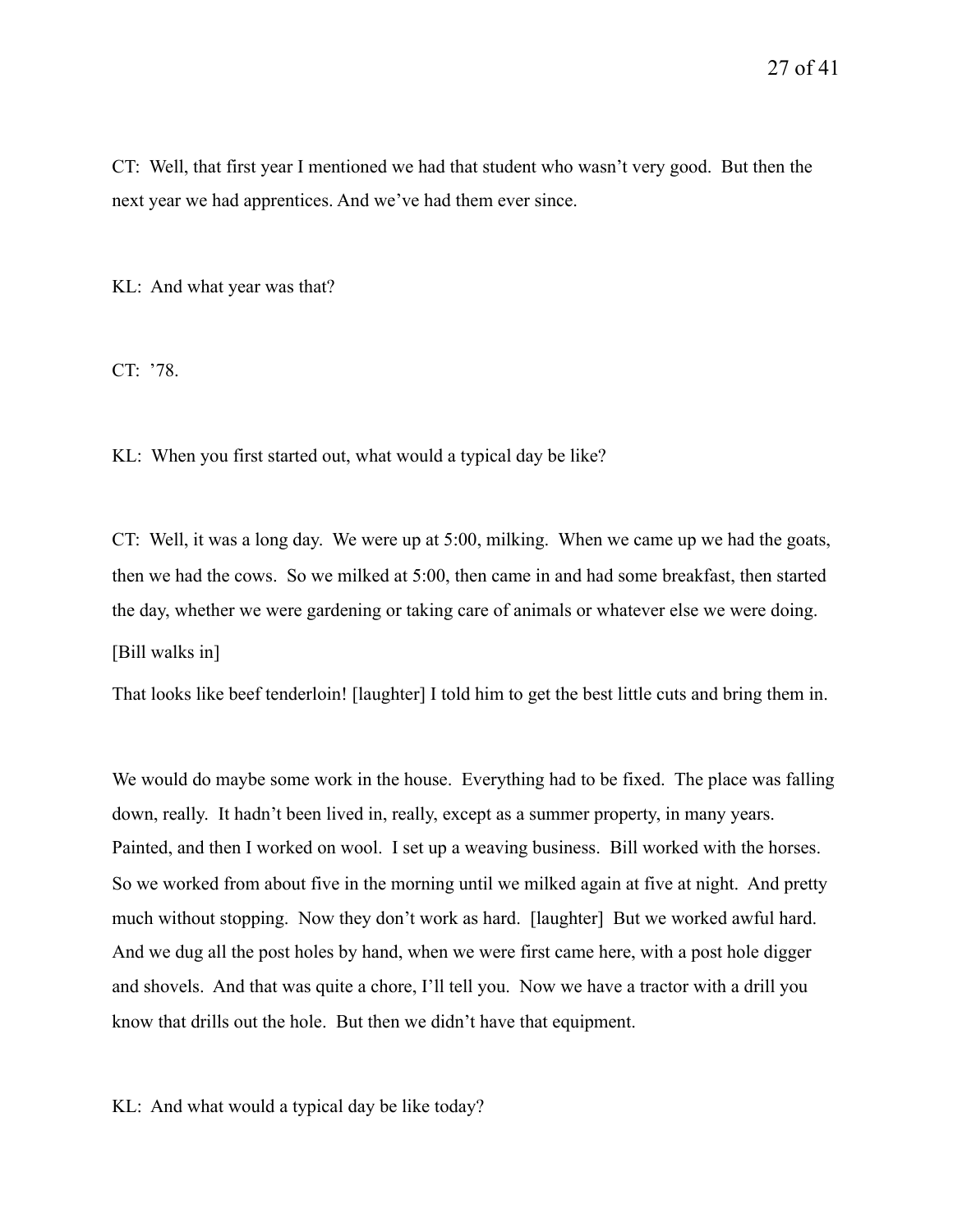CT: Well, that first year I mentioned we had that student who wasn't very good. But then the next year we had apprentices. And we've had them ever since.

KL: And what year was that?

CT: '78.

KL: When you first started out, what would a typical day be like?

CT: Well, it was a long day. We were up at 5:00, milking. When we came up we had the goats, then we had the cows. So we milked at 5:00, then came in and had some breakfast, then started the day, whether we were gardening or taking care of animals or whatever else we were doing.

[Bill walks in]

That looks like beef tenderloin! [laughter] I told him to get the best little cuts and bring them in.

We would do maybe some work in the house. Everything had to be fixed. The place was falling down, really. It hadn't been lived in, really, except as a summer property, in many years. Painted, and then I worked on wool. I set up a weaving business. Bill worked with the horses. So we worked from about five in the morning until we milked again at five at night. And pretty much without stopping. Now they don't work as hard. [laughter] But we worked awful hard. And we dug all the post holes by hand, when we were first came here, with a post hole digger and shovels. And that was quite a chore, I'll tell you. Now we have a tractor with a drill you know that drills out the hole. But then we didn't have that equipment.

KL: And what would a typical day be like today?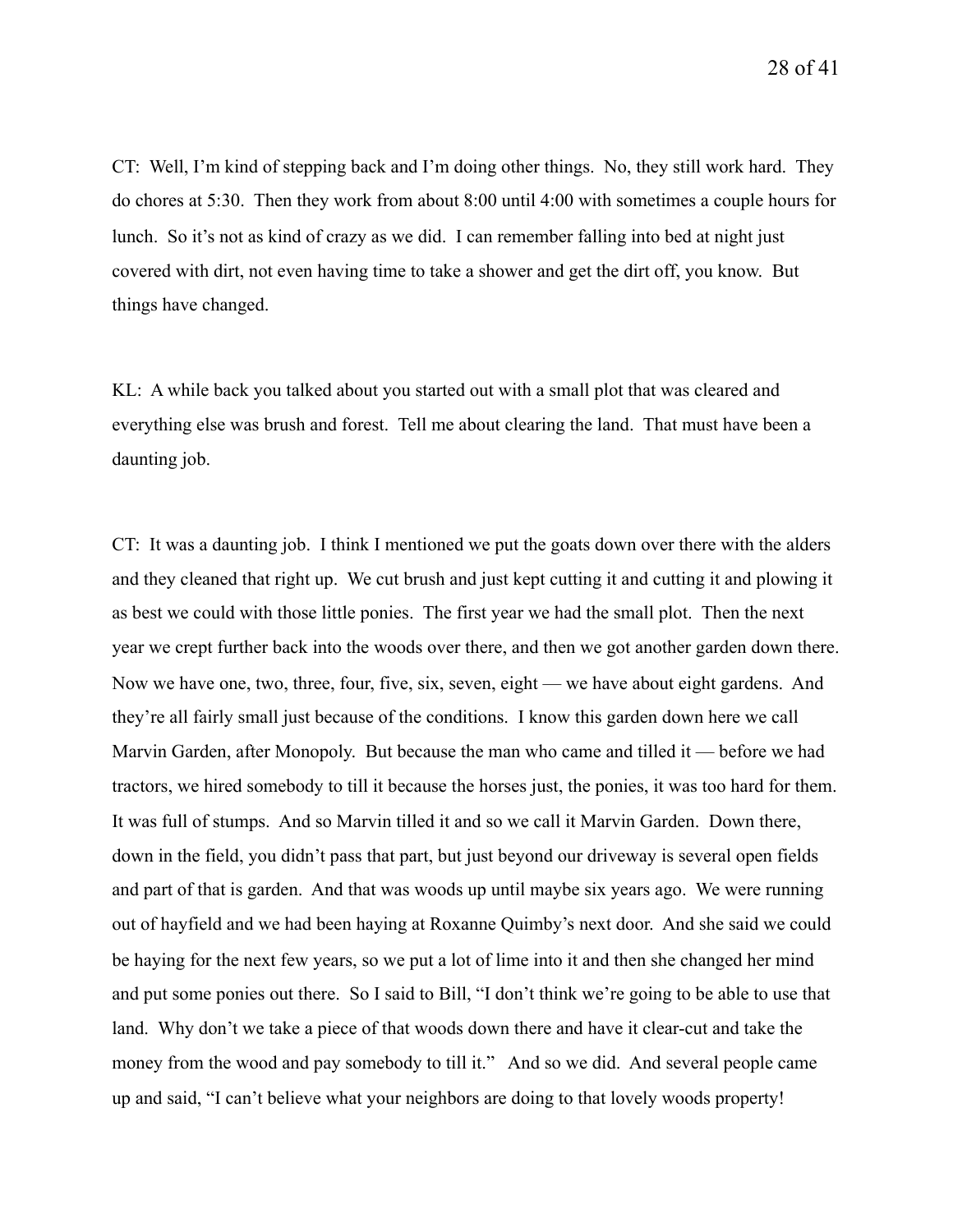CT: Well, I'm kind of stepping back and I'm doing other things. No, they still work hard. They do chores at 5:30. Then they work from about 8:00 until 4:00 with sometimes a couple hours for lunch. So it's not as kind of crazy as we did. I can remember falling into bed at night just covered with dirt, not even having time to take a shower and get the dirt off, you know. But things have changed.

KL: A while back you talked about you started out with a small plot that was cleared and everything else was brush and forest. Tell me about clearing the land. That must have been a daunting job.

CT: It was a daunting job. I think I mentioned we put the goats down over there with the alders and they cleaned that right up. We cut brush and just kept cutting it and cutting it and plowing it as best we could with those little ponies. The first year we had the small plot. Then the next year we crept further back into the woods over there, and then we got another garden down there. Now we have one, two, three, four, five, six, seven, eight — we have about eight gardens. And they're all fairly small just because of the conditions. I know this garden down here we call Marvin Garden, after Monopoly. But because the man who came and tilled it — before we had tractors, we hired somebody to till it because the horses just, the ponies, it was too hard for them. It was full of stumps. And so Marvin tilled it and so we call it Marvin Garden. Down there, down in the field, you didn't pass that part, but just beyond our driveway is several open fields and part of that is garden. And that was woods up until maybe six years ago. We were running out of hayfield and we had been haying at Roxanne Quimby's next door. And she said we could be haying for the next few years, so we put a lot of lime into it and then she changed her mind and put some ponies out there. So I said to Bill, "I don't think we're going to be able to use that land. Why don't we take a piece of that woods down there and have it clear-cut and take the money from the wood and pay somebody to till it." And so we did. And several people came up and said, "I can't believe what your neighbors are doing to that lovely woods property!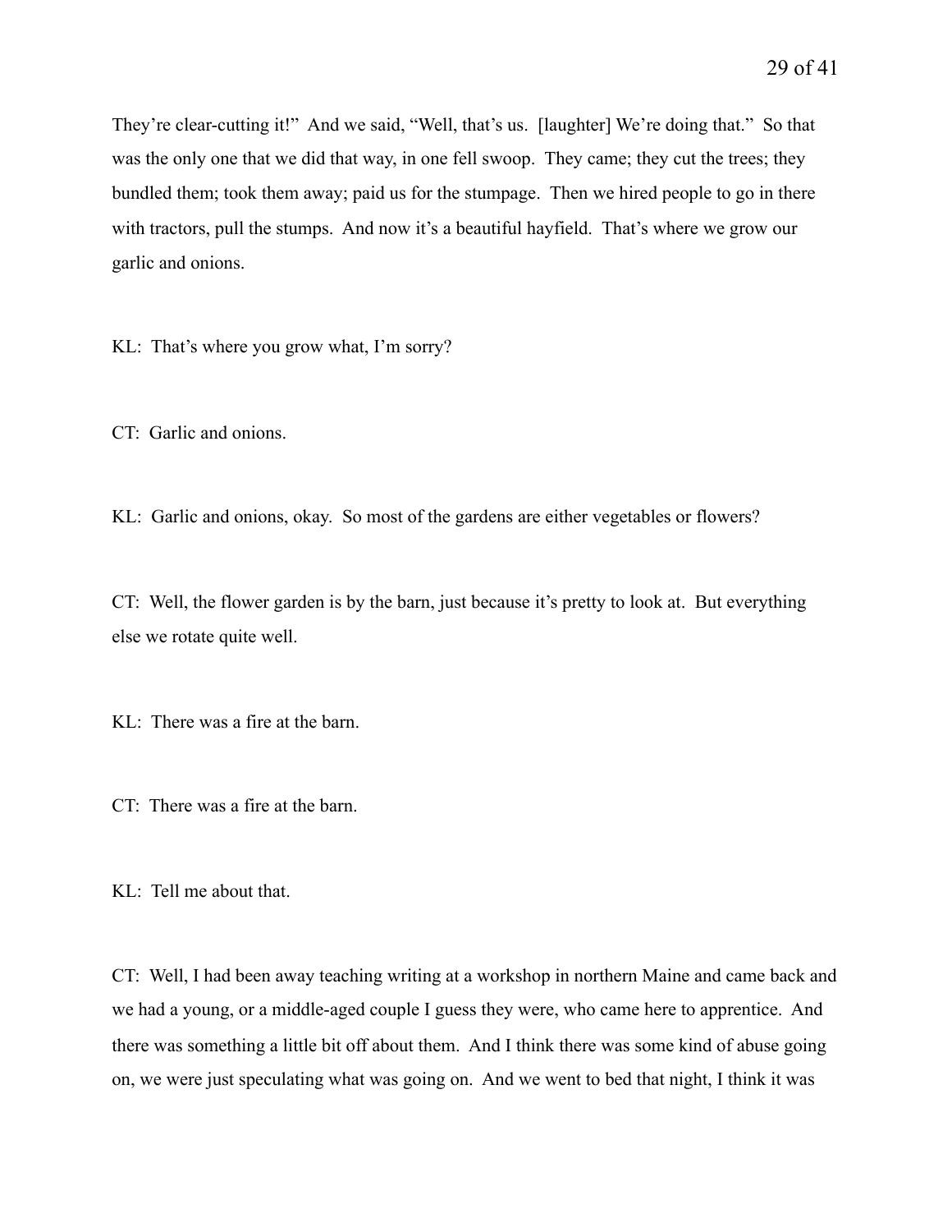They're clear-cutting it!" And we said, "Well, that's us. [laughter] We're doing that." So that was the only one that we did that way, in one fell swoop. They came; they cut the trees; they bundled them; took them away; paid us for the stumpage. Then we hired people to go in there with tractors, pull the stumps. And now it's a beautiful hayfield. That's where we grow our garlic and onions.

KL: That's where you grow what, I'm sorry?

CT: Garlic and onions.

KL: Garlic and onions, okay. So most of the gardens are either vegetables or flowers?

CT: Well, the flower garden is by the barn, just because it's pretty to look at. But everything else we rotate quite well.

KL: There was a fire at the barn.

CT: There was a fire at the barn.

KL: Tell me about that.

CT: Well, I had been away teaching writing at a workshop in northern Maine and came back and we had a young, or a middle-aged couple I guess they were, who came here to apprentice. And there was something a little bit off about them. And I think there was some kind of abuse going on, we were just speculating what was going on. And we went to bed that night, I think it was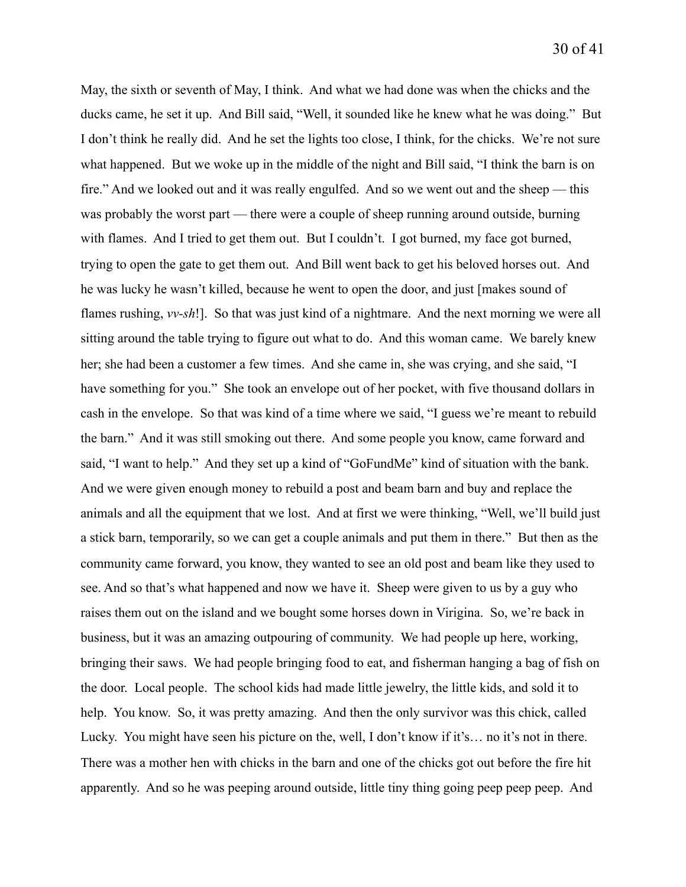May, the sixth or seventh of May, I think. And what we had done was when the chicks and the ducks came, he set it up. And Bill said, “Well, it sounded like he knew what he was doing.” But I don’t think he really did. And he set the lights too close, I think, for the chicks. We’re not sure what happened. But we woke up in the middle of the night and Bill said, “I think the barn is on fire.” And we looked out and it was really engulfed. And so we went out and the sheep — this was probably the worst part — there were a couple of sheep running around outside, burning with flames. And I tried to get them out. But I couldn’t. I got burned, my face got burned, trying to open the gate to get them out. And Bill went back to get his beloved horses out. And he was lucky he wasn’t killed, because he went to open the door, and just [makes sound of flames rushing, *vv-sh*!]. So that was just kind of a nightmare. And the next morning we were all sitting around the table trying to figure out what to do. And this woman came. We barely knew her; she had been a customer a few times. And she came in, she was crying, and she said, “I have something for you.” She took an envelope out of her pocket, with five thousand dollars in cash in the envelope. So that was kind of a time where we said, “I guess we’re meant to rebuild the barn.” And it was still smoking out there. And some people you know, came forward and said, “I want to help.” And they set up a kind of “GoFundMe” kind of situation with the bank. And we were given enough money to rebuild a post and beam barn and buy and replace the animals and all the equipment that we lost. And at first we were thinking, “Well, we’ll build just a stick barn, temporarily, so we can get a couple animals and put them in there.” But then as the community came forward, you know, they wanted to see an old post and beam like they used to see. And so that’s what happened and now we have it. Sheep were given to us by a guy who raises them out on the island and we bought some horses down in Virigina. So, we’re back in business, but it was an amazing outpouring of community. We had people up here, working, bringing their saws. We had people bringing food to eat, and fisherman hanging a bag of fish on the door. Local people. The school kids had made little jewelry, the little kids, and sold it to help. You know. So, it was pretty amazing. And then the only survivor was this chick, called Lucky. You might have seen his picture on the, well, I don’t know if it’s… no it’s not in there. There was a mother hen with chicks in the barn and one of the chicks got out before the fire hit apparently. And so he was peeping around outside, little tiny thing going peep peep peep. And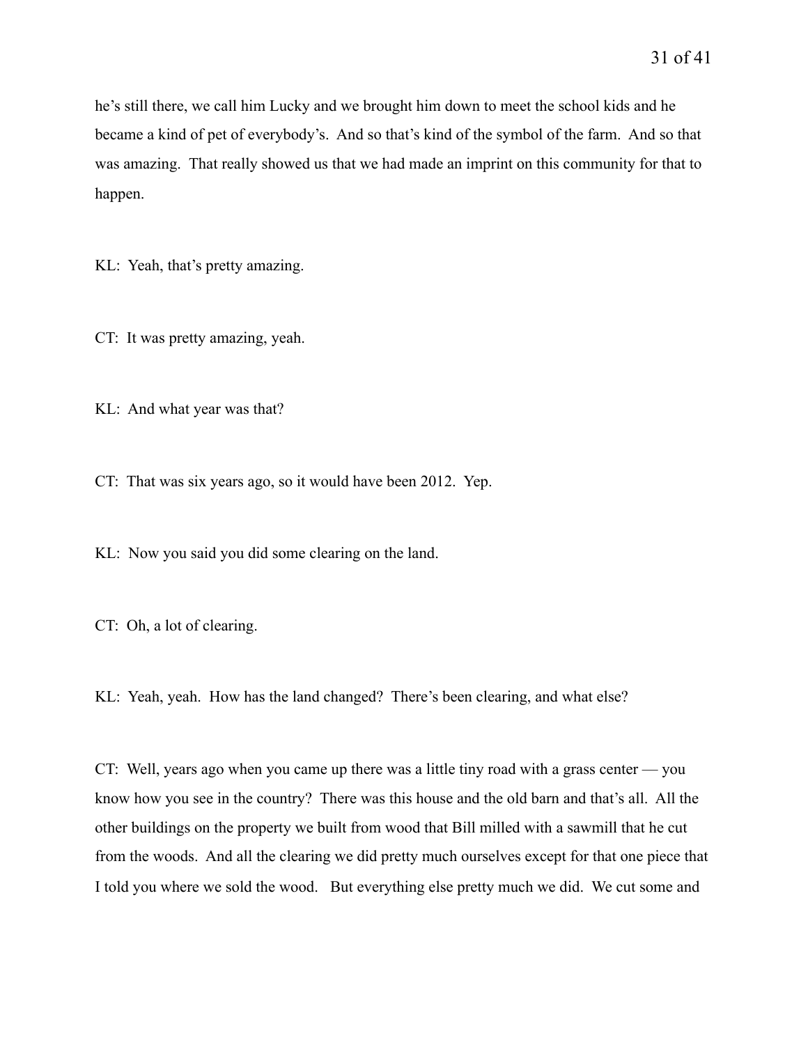he's still there, we call him Lucky and we brought him down to meet the school kids and he became a kind of pet of everybody's. And so that's kind of the symbol of the farm. And so that was amazing. That really showed us that we had made an imprint on this community for that to happen.

KL: Yeah, that's pretty amazing.

CT: It was pretty amazing, yeah.

KL: And what year was that?

CT: That was six years ago, so it would have been 2012. Yep.

KL: Now you said you did some clearing on the land.

CT: Oh, a lot of clearing.

KL: Yeah, yeah. How has the land changed? There's been clearing, and what else?

CT: Well, years ago when you came up there was a little tiny road with a grass center — you know how you see in the country? There was this house and the old barn and that's all. All the other buildings on the property we built from wood that Bill milled with a sawmill that he cut from the woods. And all the clearing we did pretty much ourselves except for that one piece that I told you where we sold the wood. But everything else pretty much we did. We cut some and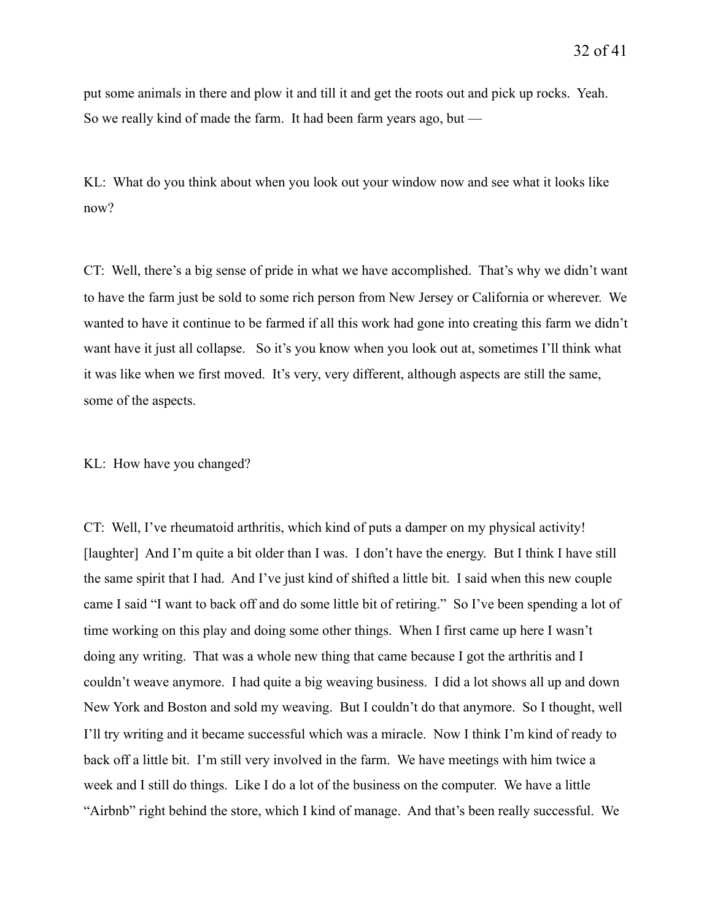put some animals in there and plow it and till it and get the roots out and pick up rocks. Yeah. So we really kind of made the farm. It had been farm years ago, but —

KL: What do you think about when you look out your window now and see what it looks like now?

CT: Well, there's a big sense of pride in what we have accomplished. That's why we didn't want to have the farm just be sold to some rich person from New Jersey or California or wherever. We wanted to have it continue to be farmed if all this work had gone into creating this farm we didn't want have it just all collapse. So it's you know when you look out at, sometimes I'll think what it was like when we first moved. It's very, very different, although aspects are still the same, some of the aspects.

KL: How have you changed?

CT: Well, I've rheumatoid arthritis, which kind of puts a damper on my physical activity! [laughter] And I'm quite a bit older than I was. I don't have the energy. But I think I have still the same spirit that I had. And I've just kind of shifted a little bit. I said when this new couple came I said "I want to back off and do some little bit of retiring." So I've been spending a lot of time working on this play and doing some other things. When I first came up here I wasn't doing any writing. That was a whole new thing that came because I got the arthritis and I couldn't weave anymore. I had quite a big weaving business. I did a lot shows all up and down New York and Boston and sold my weaving. But I couldn't do that anymore. So I thought, well I'll try writing and it became successful which was a miracle. Now I think I'm kind of ready to back off a little bit. I'm still very involved in the farm. We have meetings with him twice a week and I still do things. Like I do a lot of the business on the computer. We have a little "Airbnb" right behind the store, which I kind of manage. And that's been really successful. We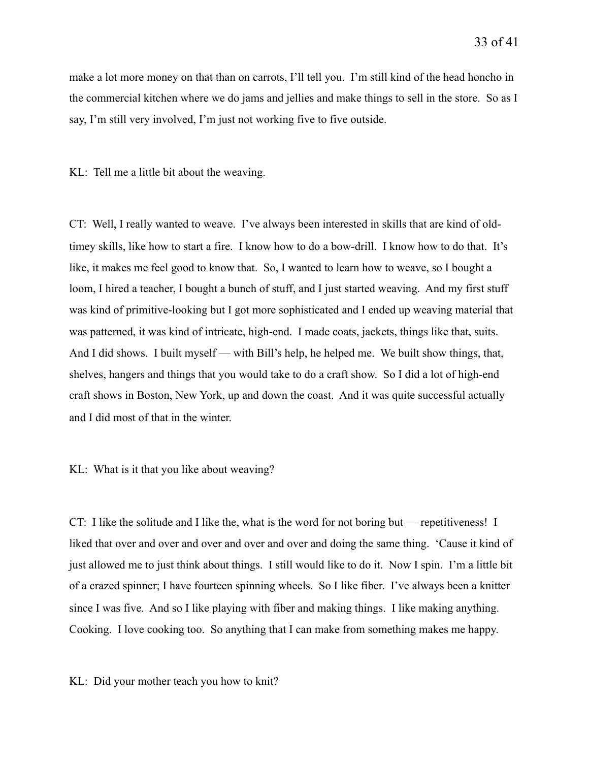make a lot more money on that than on carrots, I'll tell you. I'm still kind of the head honcho in the commercial kitchen where we do jams and jellies and make things to sell in the store. So as I say, I'm still very involved, I'm just not working five to five outside.

KL: Tell me a little bit about the weaving.

CT: Well, I really wanted to weave. I've always been interested in skills that are kind of old-timey skills, like how to start a fire. I know how to do a bow-drill. I know how to do that. It's like, it makes me feel good to know that. So, I wanted to learn how to weave, so I bought a loom, I hired a teacher, I bought a bunch of stuff, and I just started weaving. And my first stuff was kind of primitive-looking but I got more sophisticated and I ended up weaving material that was patterned, it was kind of intricate, high-end. I made coats, jackets, things like that, suits. And I did shows. I built myself — with Bill's help, he helped me. We built show things, that, shelves, hangers and things that you would take to do a craft show. So I did a lot of high-end craft shows in Boston, New York, up and down the coast. And it was quite successful actually and I did most of that in the winter.

KL: What is it that you like about weaving?

CT: I like the solitude and I like the, what is the word for not boring but — repetitiveness! I liked that over and over and over and over and over and doing the same thing. 'Cause it kind of just allowed me to just think about things. I still would like to do it. Now I spin. I'm a little bit of a crazed spinner; I have fourteen spinning wheels. So I like fiber. I've always been a knitter since I was five. And so I like playing with fiber and making things. I like making anything. Cooking. I love cooking too. So anything that I can make from something makes me happy.

KL: Did your mother teach you how to knit?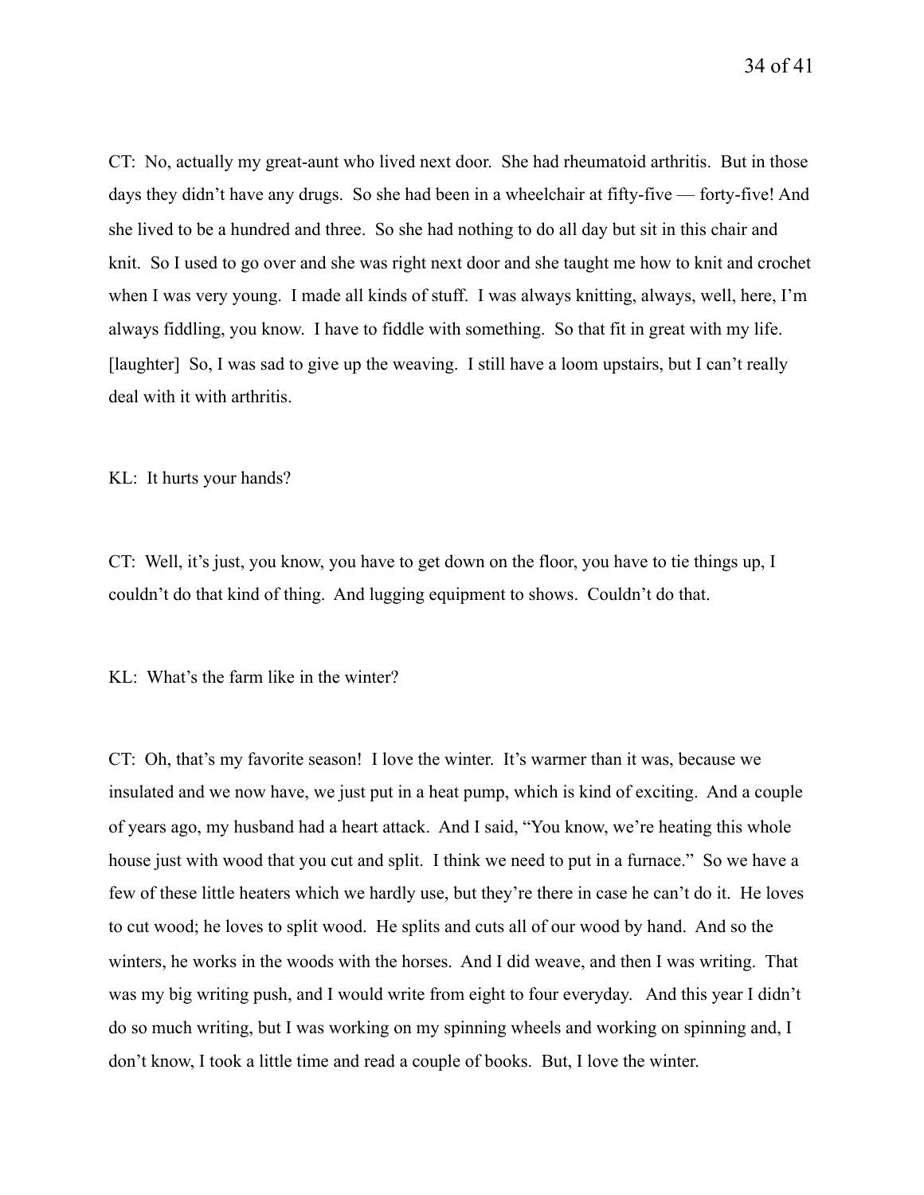CT: No, actually my great-aunt who lived next door. She had rheumatoid arthritis. But in those days they didn't have any drugs. So she had been in a wheelchair at fifty-five — forty-five! And she lived to be a hundred and three. So she had nothing to do all day but sit in this chair and knit. So I used to go over and she was right next door and she taught me how to knit and crochet when I was very young. I made all kinds of stuff. I was always knitting, always, well, here, I'm always fiddling, you know. I have to fiddle with something. So that fit in great with my life. [laughter] So, I was sad to give up the weaving. I still have a loom upstairs, but I can't really deal with it with arthritis.

KL: It hurts your hands?

CT: Well, it's just, you know, you have to get down on the floor, you have to tie things up, I couldn't do that kind of thing. And lugging equipment to shows. Couldn't do that.

KL: What's the farm like in the winter?

CT: Oh, that's my favorite season! I love the winter. It's warmer than it was, because we insulated and we now have, we just put in a heat pump, which is kind of exciting. And a couple of years ago, my husband had a heart attack. And I said, "You know, we're heating this whole house just with wood that you cut and split. I think we need to put in a furnace." So we have a few of these little heaters which we hardly use, but they're there in case he can't do it. He loves to cut wood; he loves to split wood. He splits and cuts all of our wood by hand. And so the winters, he works in the woods with the horses. And I did weave, and then I was writing. That was my big writing push, and I would write from eight to four everyday. And this year I didn't do so much writing, but I was working on my spinning wheels and working on spinning and, I don't know, I took a little time and read a couple of books. But, I love the winter.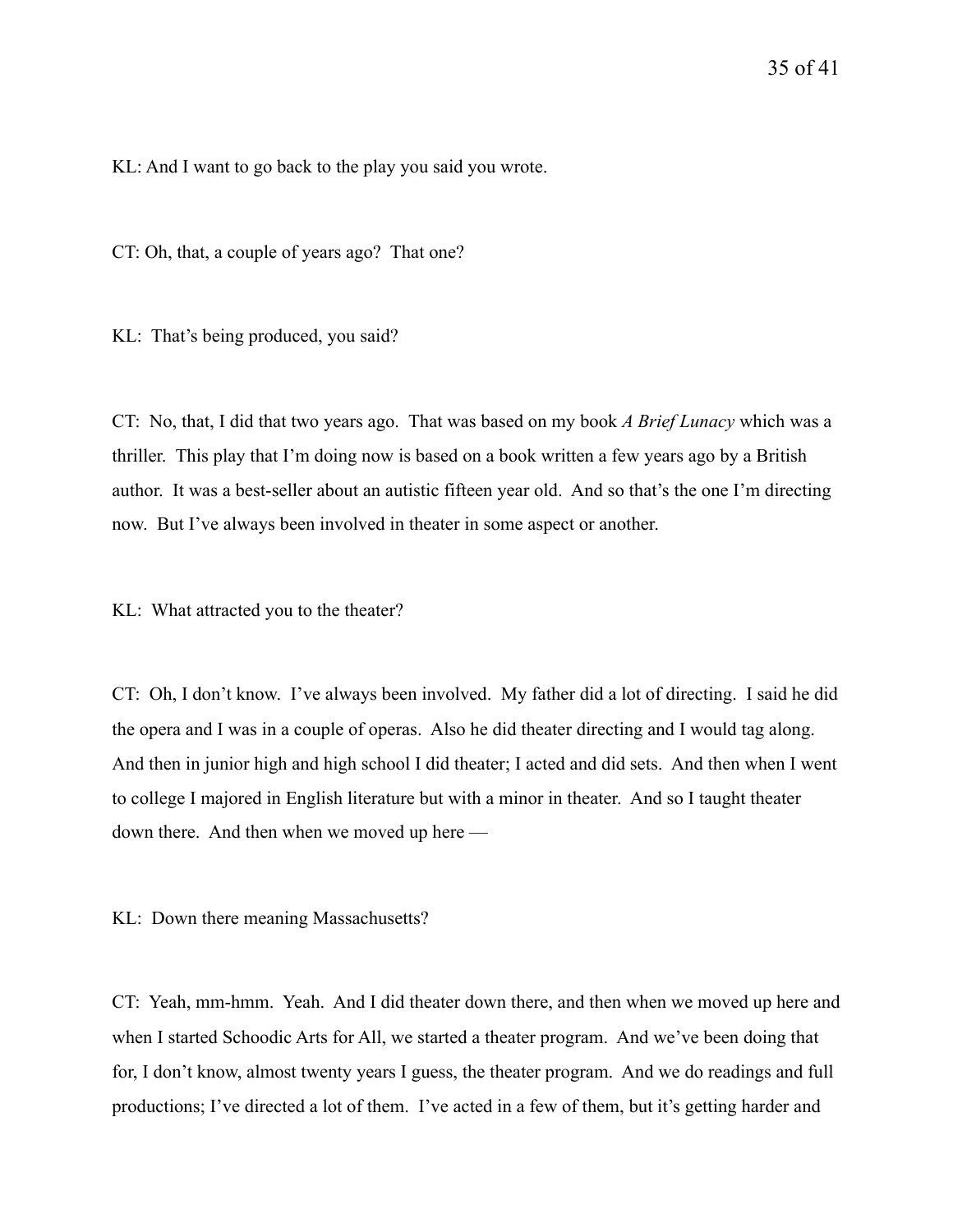KL: And I want to go back to the play you said you wrote.

CT: Oh, that, a couple of years ago? That one?

KL: That's being produced, you said?

CT: No, that, I did that two years ago. That was based on my book *A Brief Lunacy* which was a thriller. This play that I'm doing now is based on a book written a few years ago by a British author. It was a best-seller about an autistic fifteen year old. And so that's the one I'm directing now. But I've always been involved in theater in some aspect or another.

KL: What attracted you to the theater?

CT: Oh, I don't know. I've always been involved. My father did a lot of directing. I said he did the opera and I was in a couple of operas. Also he did theater directing and I would tag along. And then in junior high and high school I did theater; I acted and did sets. And then when I went to college I majored in English literature but with a minor in theater. And so I taught theater down there. And then when we moved up here —

KL: Down there meaning Massachusetts?

CT: Yeah, mm-hmm. Yeah. And I did theater down there, and then when we moved up here and when I started Schoodic Arts for All, we started a theater program. And we've been doing that for, I don't know, almost twenty years I guess, the theater program. And we do readings and full productions; I've directed a lot of them. I've acted in a few of them, but it's getting harder and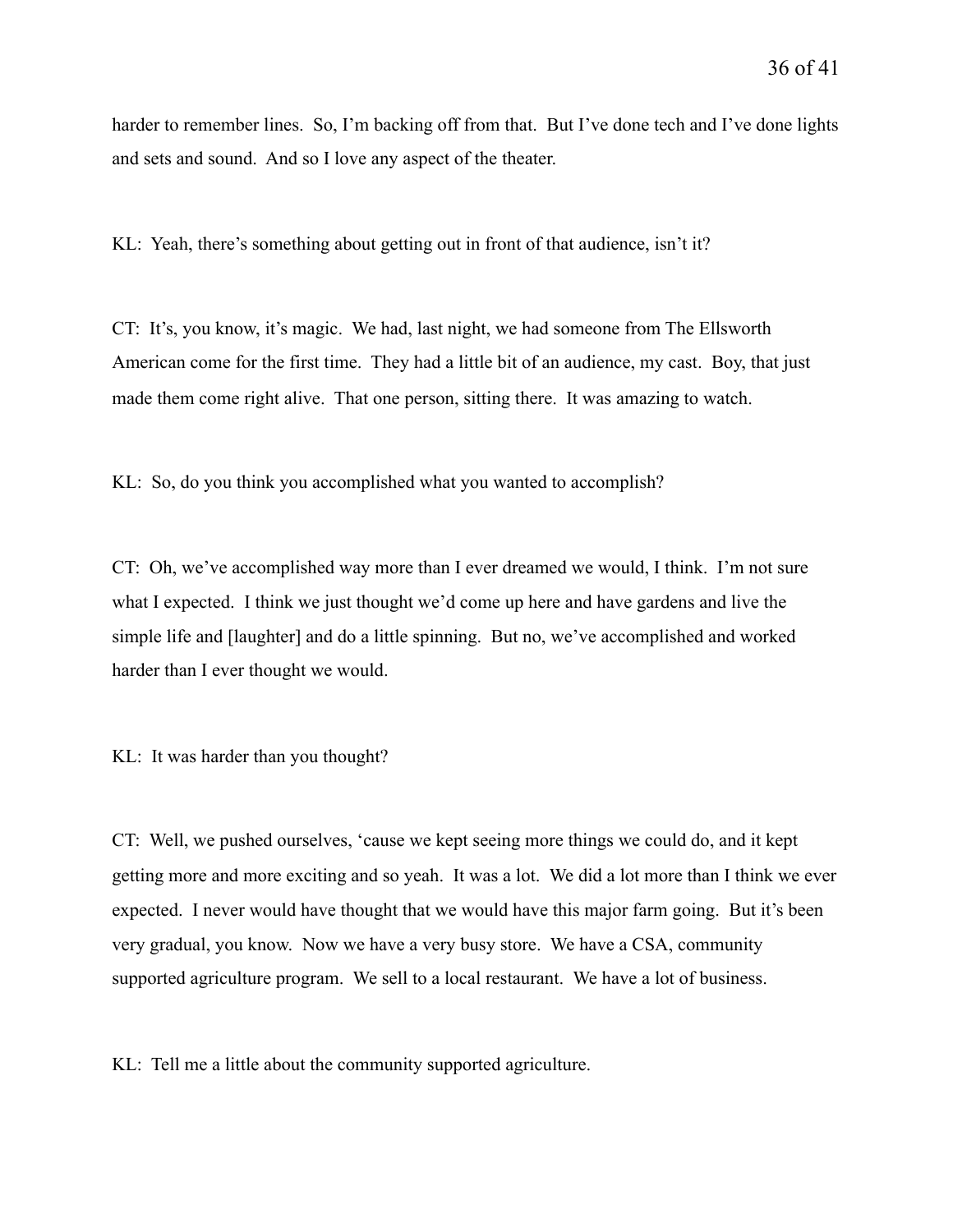harder to remember lines. So, I'm backing off from that. But I've done tech and I've done lights and sets and sound. And so I love any aspect of the theater.

KL: Yeah, there's something about getting out in front of that audience, isn't it?

CT: It's, you know, it's magic. We had, last night, we had someone from The Ellsworth American come for the first time. They had a little bit of an audience, my cast. Boy, that just made them come right alive. That one person, sitting there. It was amazing to watch.

KL: So, do you think you accomplished what you wanted to accomplish?

CT: Oh, we've accomplished way more than I ever dreamed we would, I think. I'm not sure what I expected. I think we just thought we'd come up here and have gardens and live the simple life and [laughter] and do a little spinning. But no, we've accomplished and worked harder than I ever thought we would.

KL: It was harder than you thought?

CT: Well, we pushed ourselves, 'cause we kept seeing more things we could do, and it kept getting more and more exciting and so yeah. It was a lot. We did a lot more than I think we ever expected. I never would have thought that we would have this major farm going. But it's been very gradual, you know. Now we have a very busy store. We have a CSA, community supported agriculture program. We sell to a local restaurant. We have a lot of business.

KL: Tell me a little about the community supported agriculture.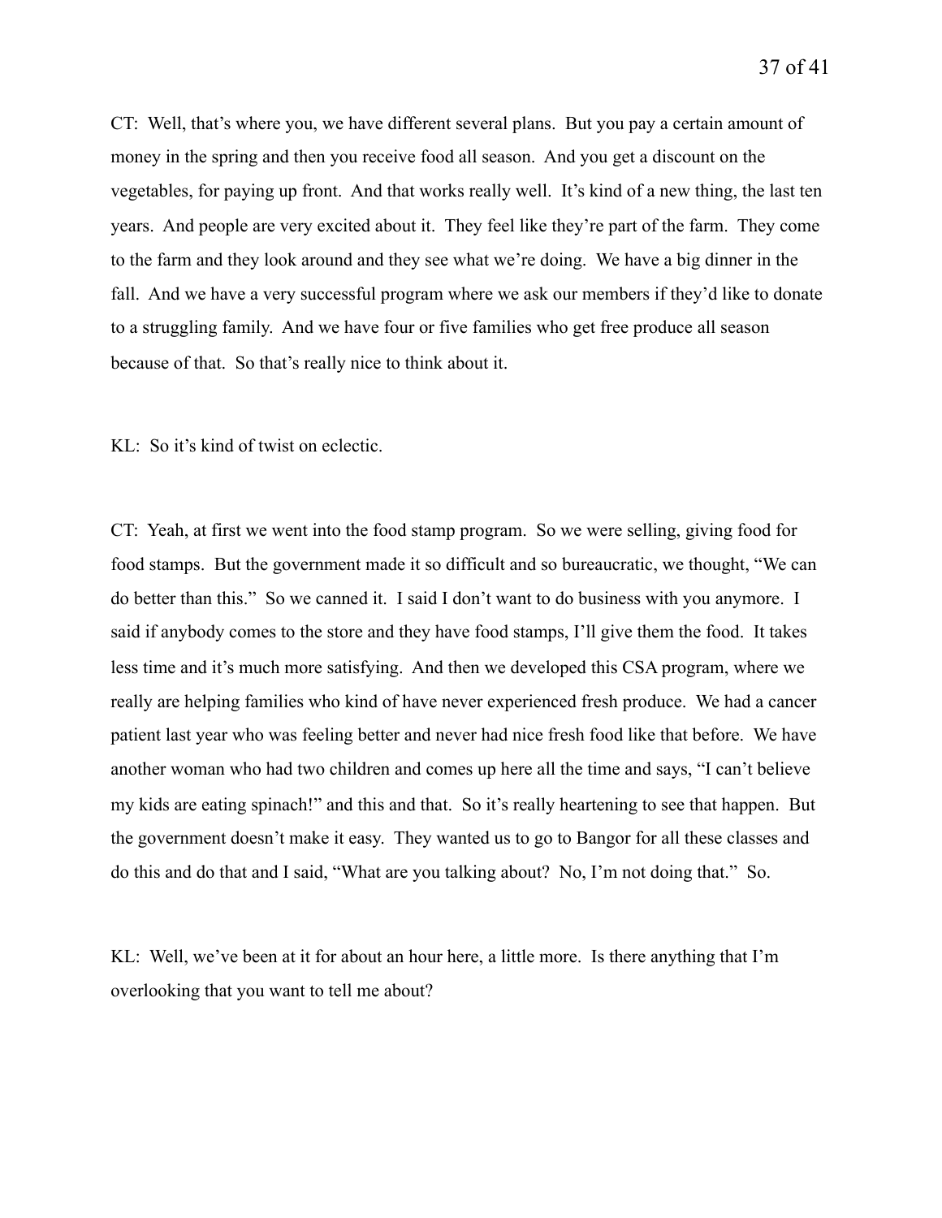CT: Well, that's where you, we have different several plans. But you pay a certain amount of money in the spring and then you receive food all season. And you get a discount on the vegetables, for paying up front. And that works really well. It's kind of a new thing, the last ten years. And people are very excited about it. They feel like they're part of the farm. They come to the farm and they look around and they see what we're doing. We have a big dinner in the fall. And we have a very successful program where we ask our members if they'd like to donate to a struggling family. And we have four or five families who get free produce all season because of that. So that's really nice to think about it.

KL: So it's kind of twist on eclectic.

CT: Yeah, at first we went into the food stamp program. So we were selling, giving food for food stamps. But the government made it so difficult and so bureaucratic, we thought, "We can do better than this." So we canned it. I said I don't want to do business with you anymore. I said if anybody comes to the store and they have food stamps, I'll give them the food. It takes less time and it's much more satisfying. And then we developed this CSA program, where we really are helping families who kind of have never experienced fresh produce. We had a cancer patient last year who was feeling better and never had nice fresh food like that before. We have another woman who had two children and comes up here all the time and says, "I can't believe my kids are eating spinach!" and this and that. So it's really heartening to see that happen. But the government doesn't make it easy. They wanted us to go to Bangor for all these classes and do this and do that and I said, "What are you talking about? No, I'm not doing that." So.

KL: Well, we've been at it for about an hour here, a little more. Is there anything that I'm overlooking that you want to tell me about?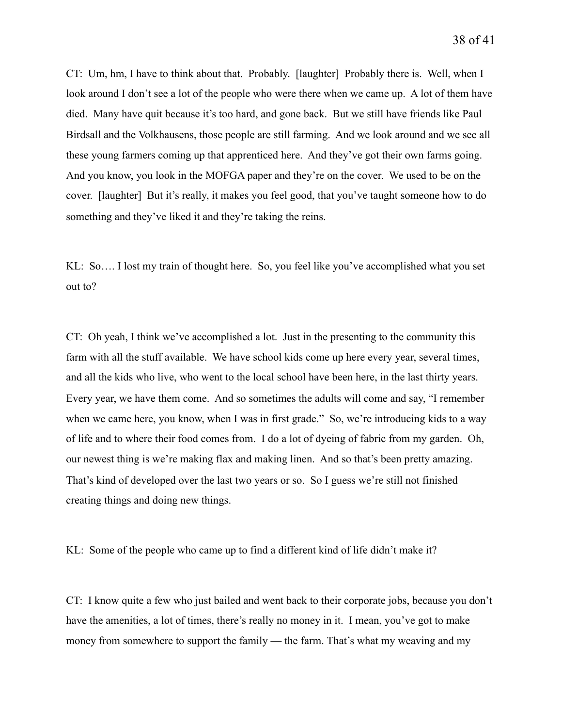CT: Um, hm, I have to think about that. Probably. [laughter] Probably there is. Well, when I look around I don't see a lot of the people who were there when we came up. A lot of them have died. Many have quit because it's too hard, and gone back. But we still have friends like Paul Birdsall and the Volkhausens, those people are still farming. And we look around and we see all these young farmers coming up that apprenticed here. And they've got their own farms going. And you know, you look in the MOFGA paper and they're on the cover. We used to be on the cover. [laughter] But it's really, it makes you feel good, that you've taught someone how to do something and they've liked it and they're taking the reins.

KL: So…. I lost my train of thought here. So, you feel like you've accomplished what you set out to?

CT: Oh yeah, I think we've accomplished a lot. Just in the presenting to the community this farm with all the stuff available. We have school kids come up here every year, several times, and all the kids who live, who went to the local school have been here, in the last thirty years. Every year, we have them come. And so sometimes the adults will come and say, "I remember when we came here, you know, when I was in first grade." So, we're introducing kids to a way of life and to where their food comes from. I do a lot of dyeing of fabric from my garden. Oh, our newest thing is we're making flax and making linen. And so that's been pretty amazing. That's kind of developed over the last two years or so. So I guess we're still not finished creating things and doing new things.

KL: Some of the people who came up to find a different kind of life didn't make it?

CT: I know quite a few who just bailed and went back to their corporate jobs, because you don't have the amenities, a lot of times, there's really no money in it. I mean, you've got to make money from somewhere to support the family — the farm. That's what my weaving and my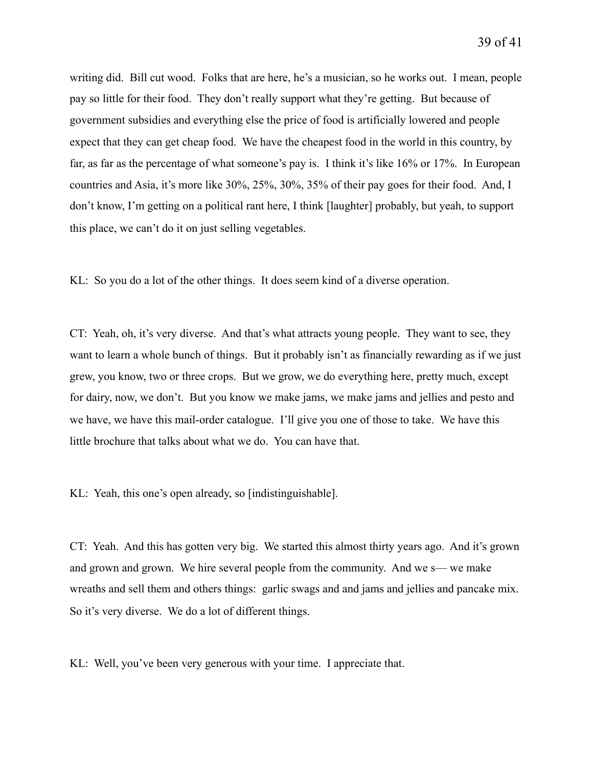writing did. Bill cut wood. Folks that are here, he's a musician, so he works out. I mean, people pay so little for their food. They don't really support what they're getting. But because of government subsidies and everything else the price of food is artificially lowered and people expect that they can get cheap food. We have the cheapest food in the world in this country, by far, as far as the percentage of what someone's pay is. I think it's like 16% or 17%. In European countries and Asia, it's more like 30%, 25%, 30%, 35% of their pay goes for their food. And, I don't know, I'm getting on a political rant here, I think [laughter] probably, but yeah, to support this place, we can't do it on just selling vegetables.

KL: So you do a lot of the other things. It does seem kind of a diverse operation.

CT: Yeah, oh, it's very diverse. And that's what attracts young people. They want to see, they want to learn a whole bunch of things. But it probably isn't as financially rewarding as if we just grew, you know, two or three crops. But we grow, we do everything here, pretty much, except for dairy, now, we don't. But you know we make jams, we make jams and jellies and pesto and we have, we have this mail-order catalogue. I'll give you one of those to take. We have this little brochure that talks about what we do. You can have that.

KL: Yeah, this one's open already, so [indistinguishable].

CT: Yeah. And this has gotten very big. We started this almost thirty years ago. And it's grown and grown and grown. We hire several people from the community. And we s— we make wreaths and sell them and others things: garlic swags and and jams and jellies and pancake mix. So it's very diverse. We do a lot of different things.

KL: Well, you've been very generous with your time. I appreciate that.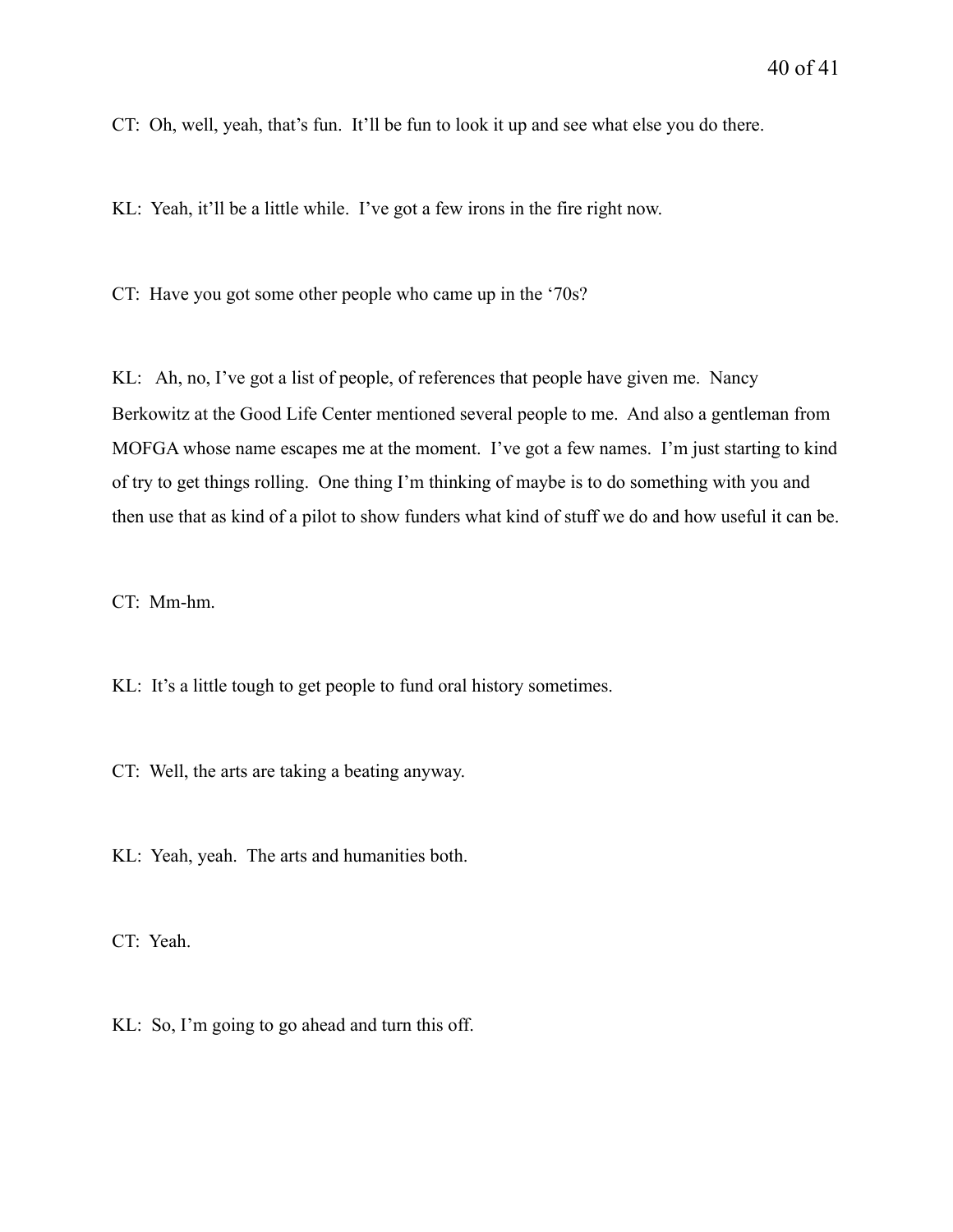CT: Oh, well, yeah, that's fun. It'll be fun to look it up and see what else you do there.

KL: Yeah, it'll be a little while. I've got a few irons in the fire right now.

CT: Have you got some other people who came up in the '70s?

KL: Ah, no, I've got a list of people, of references that people have given me. Nancy Berkowitz at the Good Life Center mentioned several people to me. And also a gentleman from MOFGA whose name escapes me at the moment. I've got a few names. I'm just starting to kind of try to get things rolling. One thing I'm thinking of maybe is to do something with you and then use that as kind of a pilot to show funders what kind of stuff we do and how useful it can be.

CT: Mm-hm.

KL: It's a little tough to get people to fund oral history sometimes.

CT: Well, the arts are taking a beating anyway.

KL: Yeah, yeah. The arts and humanities both.

CT: Yeah.

KL: So, I'm going to go ahead and turn this off.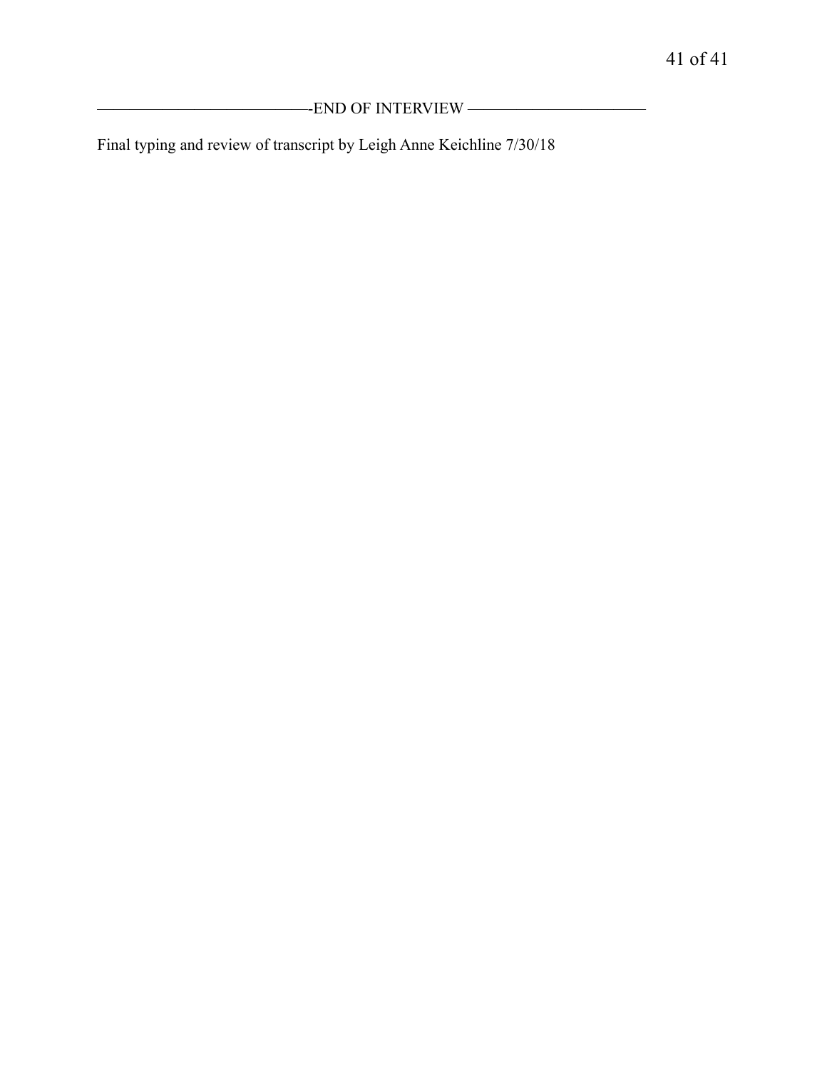——————————-END OF INTERVIEW ——————————

Final typing and review of transcript by Leigh Anne Keichline 7/30/18